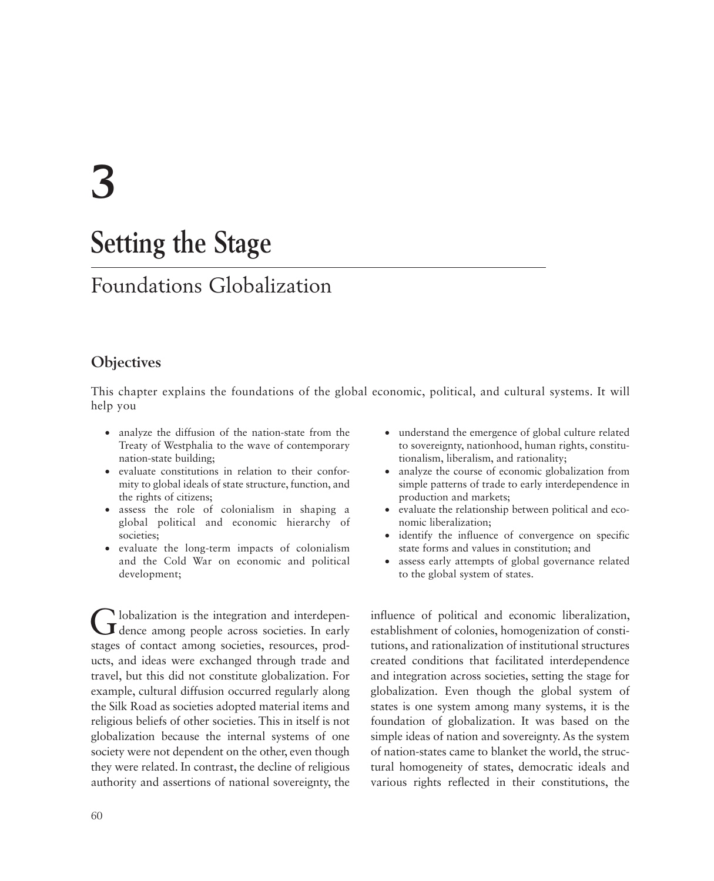# 3

# Setting the Stage

## Foundations Globalization

### Objectives

This chapter explains the foundations of the global economic, political, and cultural systems. It will help you

- analyze the diffusion of the nation-state from the Treaty of Westphalia to the wave of contemporary nation-state building;
- evaluate constitutions in relation to their conformity to global ideals of state structure, function, and the rights of citizens;
- assess the role of colonialism in shaping a global political and economic hierarchy of societies;
- evaluate the long-term impacts of colonialism and the Cold War on economic and political development;
- understand the emergence of global culture related to sovereignty, nationhood, human rights, constitutionalism, liberalism, and rationality;
- analyze the course of economic globalization from simple patterns of trade to early interdependence in production and markets;
- evaluate the relationship between political and economic liberalization;
- identify the influence of convergence on specific state forms and values in constitution; and
- assess early attempts of global governance related to the global system of states.

Globalization is the integration and interdependence among people across societies. In early stages of contact among societies, resources, products, and ideas were exchanged through trade and travel, but this did not constitute globalization. For example, cultural diffusion occurred regularly along the Silk Road as societies adopted material items and religious beliefs of other societies. This in itself is not globalization because the internal systems of one society were not dependent on the other, even though they were related. In contrast, the decline of religious authority and assertions of national sovereignty, the influence of political and economic liberalization, establishment of colonies, homogenization of constitutions, and rationalization of institutional structures created conditions that facilitated interdependence and integration across societies, setting the stage for globalization. Even though the global system of states is one system among many systems, it is the foundation of globalization. It was based on the simple ideas of nation and sovereignty. As the system of nation-states came to blanket the world, the structural homogeneity of states, democratic ideals and various rights reflected in their constitutions, the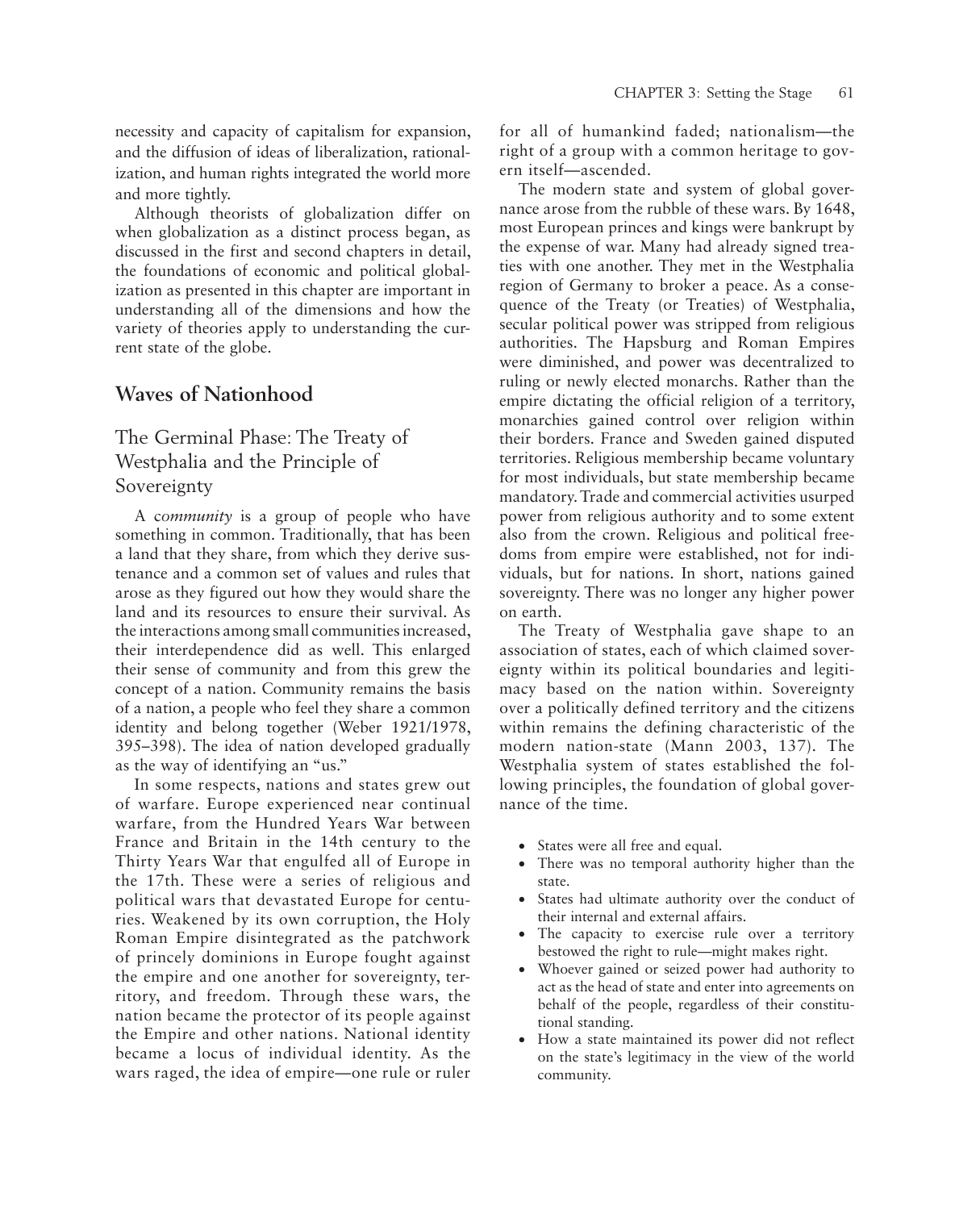necessity and capacity of capitalism for expansion, and the diffusion of ideas of liberalization, rationalization, and human rights integrated the world more and more tightly.

Although theorists of globalization differ on when globalization as a distinct process began, as discussed in the first and second chapters in detail, the foundations of economic and political globalization as presented in this chapter are important in understanding all of the dimensions and how the variety of theories apply to understanding the current state of the globe.

## Waves of Nationhood

### The Germinal Phase: The Treaty of Westphalia and the Principle of Sovereignty

A *community* is a group of people who have something in common. Traditionally, that has been a land that they share, from which they derive sustenance and a common set of values and rules that arose as they figured out how they would share the land and its resources to ensure their survival. As the interactions among small communities increased, their interdependence did as well. This enlarged their sense of community and from this grew the concept of a nation. Community remains the basis of a nation, a people who feel they share a common identity and belong together (Weber 1921/1978, 395–398). The idea of nation developed gradually as the way of identifying an "us."

In some respects, nations and states grew out of warfare. Europe experienced near continual warfare, from the Hundred Years War between France and Britain in the 14th century to the Thirty Years War that engulfed all of Europe in the 17th. These were a series of religious and political wars that devastated Europe for centuries. Weakened by its own corruption, the Holy Roman Empire disintegrated as the patchwork of princely dominions in Europe fought against the empire and one another for sovereignty, territory, and freedom. Through these wars, the nation became the protector of its people against the Empire and other nations. National identity became a locus of individual identity. As the wars raged, the idea of empire—one rule or ruler for all of humankind faded; nationalism—the right of a group with a common heritage to govern itself—ascended.

The modern state and system of global governance arose from the rubble of these wars. By 1648, most European princes and kings were bankrupt by the expense of war. Many had already signed treaties with one another. They met in the Westphalia region of Germany to broker a peace. As a consequence of the Treaty (or Treaties) of Westphalia, secular political power was stripped from religious authorities. The Hapsburg and Roman Empires were diminished, and power was decentralized to ruling or newly elected monarchs. Rather than the empire dictating the official religion of a territory, monarchies gained control over religion within their borders. France and Sweden gained disputed territories. Religious membership became voluntary for most individuals, but state membership became mandatory. Trade and commercial activities usurped power from religious authority and to some extent also from the crown. Religious and political freedoms from empire were established, not for individuals, but for nations. In short, nations gained sovereignty. There was no longer any higher power on earth.

The Treaty of Westphalia gave shape to an association of states, each of which claimed sovereignty within its political boundaries and legitimacy based on the nation within. Sovereignty over a politically defined territory and the citizens within remains the defining characteristic of the modern nation-state (Mann 2003, 137). The Westphalia system of states established the following principles, the foundation of global governance of the time.

- States were all free and equal.
- There was no temporal authority higher than the state.
- States had ultimate authority over the conduct of their internal and external affairs.
- The capacity to exercise rule over a territory bestowed the right to rule—might makes right.
- Whoever gained or seized power had authority to act as the head of state and enter into agreements on behalf of the people, regardless of their constitutional standing.
- How a state maintained its power did not reflect on the state's legitimacy in the view of the world community.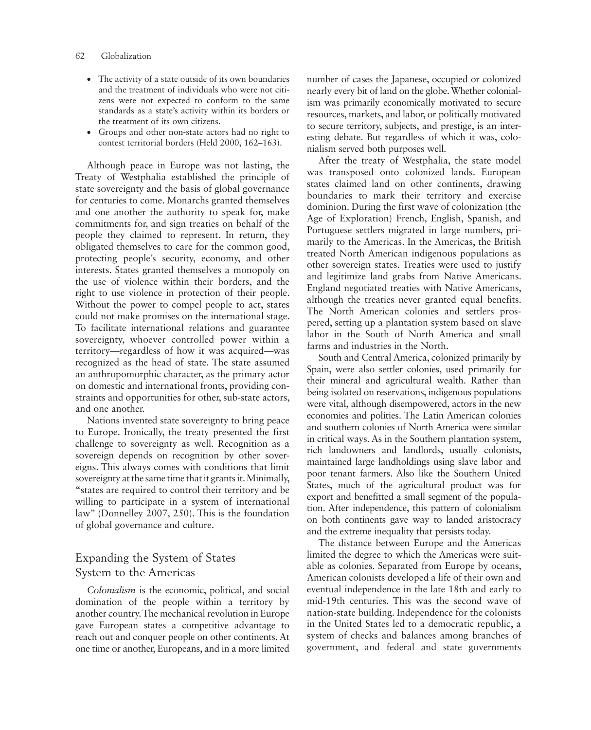- The activity of a state outside of its own boundaries and the treatment of individuals who were not citizens were not expected to conform to the same standards as a state's activity within its borders or the treatment of its own citizens.
- Groups and other non-state actors had no right to contest territorial borders (Held 2000, 162–163).

Although peace in Europe was not lasting, the Treaty of Westphalia established the principle of state sovereignty and the basis of global governance for centuries to come. Monarchs granted themselves and one another the authority to speak for, make commitments for, and sign treaties on behalf of the people they claimed to represent. In return, they obligated themselves to care for the common good, protecting people's security, economy, and other interests. States granted themselves a monopoly on the use of violence within their borders, and the right to use violence in protection of their people. Without the power to compel people to act, states could not make promises on the international stage. To facilitate international relations and guarantee sovereignty, whoever controlled power within a territory—regardless of how it was acquired—was recognized as the head of state. The state assumed an anthropomorphic character, as the primary actor on domestic and international fronts, providing constraints and opportunities for other, sub-state actors, and one another.

Nations invented state sovereignty to bring peace to Europe. Ironically, the treaty presented the first challenge to sovereignty as well. Recognition as a sovereign depends on recognition by other sovereigns. This always comes with conditions that limit sovereignty at the same time that it grants it. Minimally, "states are required to control their territory and be willing to participate in a system of international law" (Donnelley 2007, 250). This is the foundation of global governance and culture.

## Expanding the System of States System to the Americas

*Colonialism* is the economic, political, and social domination of the people within a territory by another country. The mechanical revolution in Europe gave European states a competitive advantage to reach out and conquer people on other continents. At one time or another, Europeans, and in a more limited number of cases the Japanese, occupied or colonized nearly every bit of land on the globe. Whether colonialism was primarily economically motivated to secure resources, markets, and labor, or politically motivated to secure territory, subjects, and prestige, is an interesting debate. But regardless of which it was, colonialism served both purposes well.

After the treaty of Westphalia, the state model was transposed onto colonized lands. European states claimed land on other continents, drawing boundaries to mark their territory and exercise dominion. During the first wave of colonization (the Age of Exploration) French, English, Spanish, and Portuguese settlers migrated in large numbers, primarily to the Americas. In the Americas, the British treated North American indigenous populations as other sovereign states. Treaties were used to justify and legitimize land grabs from Native Americans. England negotiated treaties with Native Americans, although the treaties never granted equal benefits. The North American colonies and settlers prospered, setting up a plantation system based on slave labor in the South of North America and small farms and industries in the North.

South and Central America, colonized primarily by Spain, were also settler colonies, used primarily for their mineral and agricultural wealth. Rather than being isolated on reservations, indigenous populations were vital, although disempowered, actors in the new economies and polities. The Latin American colonies and southern colonies of North America were similar in critical ways. As in the Southern plantation system, rich landowners and landlords, usually colonists, maintained large landholdings using slave labor and poor tenant farmers. Also like the Southern United States, much of the agricultural product was for export and benefitted a small segment of the population. After independence, this pattern of colonialism on both continents gave way to landed aristocracy and the extreme inequality that persists today.

The distance between Europe and the Americas limited the degree to which the Americas were suitable as colonies. Separated from Europe by oceans, American colonists developed a life of their own and eventual independence in the late 18th and early to mid-19th centuries. This was the second wave of nation-state building. Independence for the colonists in the United States led to a democratic republic, a system of checks and balances among branches of government, and federal and state governments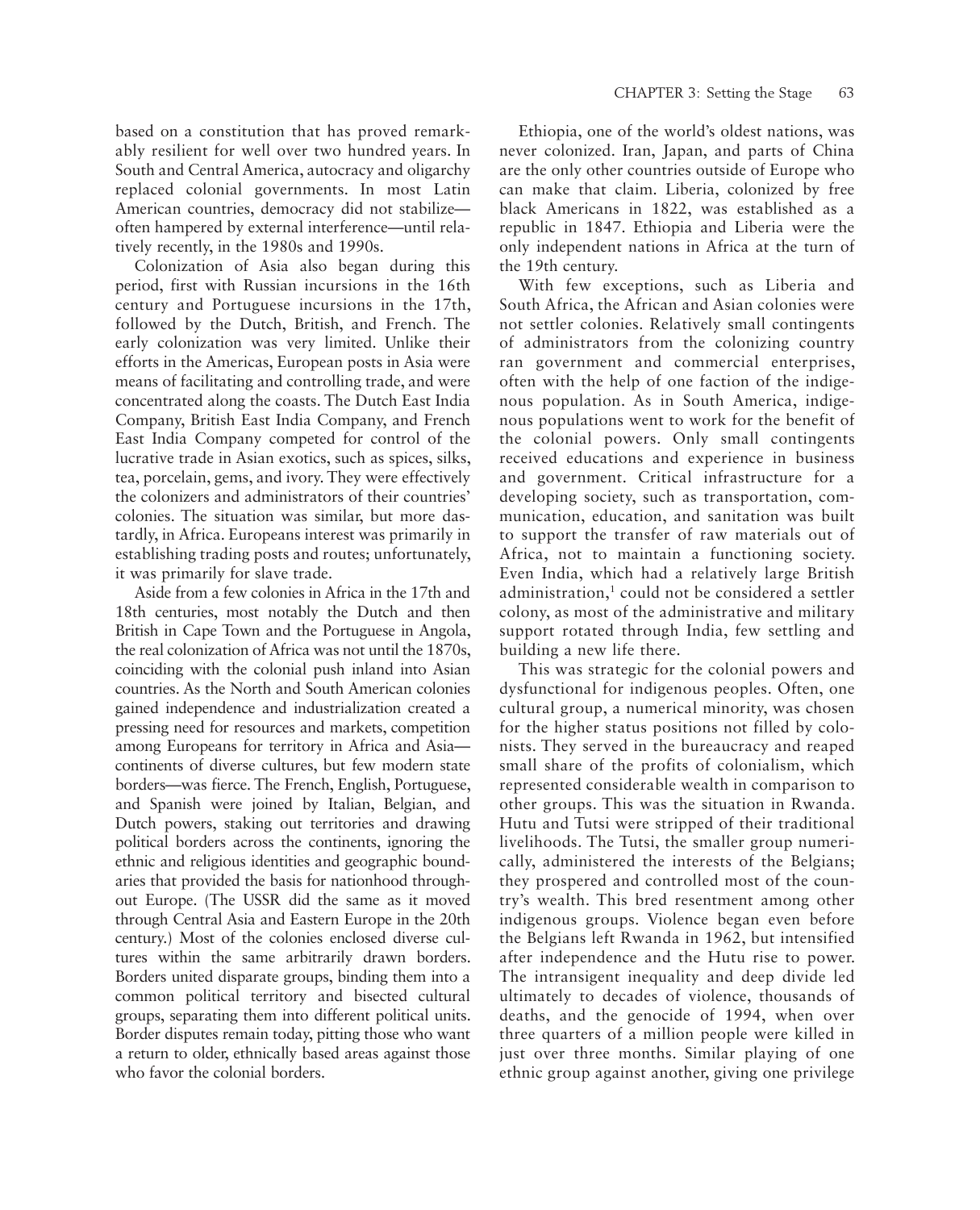based on a constitution that has proved remarkably resilient for well over two hundred years. In South and Central America, autocracy and oligarchy replaced colonial governments. In most Latin American countries, democracy did not stabilize—often hampered by external interference—until relatively recently, in the 1980s and 1990s.

Colonization of Asia also began during this period, first with Russian incursions in the 16th century and Portuguese incursions in the 17th, followed by the Dutch, British, and French. The early colonization was very limited. Unlike their efforts in the Americas, European posts in Asia were means of facilitating and controlling trade, and were concentrated along the coasts. The Dutch East India Company, British East India Company, and French East India Company competed for control of the lucrative trade in Asian exotics, such as spices, silks, tea, porcelain, gems, and ivory. They were effectively the colonizers and administrators of their countries' colonies. The situation was similar, but more dastardly, in Africa. Europeans interest was primarily in establishing trading posts and routes; unfortunately, it was primarily for slave trade.

Aside from a few colonies in Africa in the 17th and 18th centuries, most notably the Dutch and then British in Cape Town and the Portuguese in Angola, the real colonization of Africa was not until the 1870s, coinciding with the colonial push inland into Asian countries. As the North and South American colonies gained independence and industrialization created a pressing need for resources and markets, competition among Europeans for territory in Africa and Asia—continents of diverse cultures, but few modern state borders—was fierce. The French, English, Portuguese, and Spanish were joined by Italian, Belgian, and Dutch powers, staking out territories and drawing political borders across the continents, ignoring the ethnic and religious identities and geographic boundaries that provided the basis for nationhood throughout Europe. (The USSR did the same as it moved through Central Asia and Eastern Europe in the 20th century.) Most of the colonies enclosed diverse cultures within the same arbitrarily drawn borders. Borders united disparate groups, binding them into a common political territory and bisected cultural groups, separating them into different political units. Border disputes remain today, pitting those who want a return to older, ethnically based areas against those who favor the colonial borders.

Ethiopia, one of the world's oldest nations, was never colonized. Iran, Japan, and parts of China are the only other countries outside of Europe who can make that claim. Liberia, colonized by free black Americans in 1822, was established as a republic in 1847. Ethiopia and Liberia were the only independent nations in Africa at the turn of the 19th century.

With few exceptions, such as Liberia and South Africa, the African and Asian colonies were not settler colonies. Relatively small contingents of administrators from the colonizing country ran government and commercial enterprises, often with the help of one faction of the indigenous population. As in South America, indigenous populations went to work for the benefit of the colonial powers. Only small contingents received educations and experience in business and government. Critical infrastructure for a developing society, such as transportation, communication, education, and sanitation was built to support the transfer of raw materials out of Africa, not to maintain a functioning society. Even India, which had a relatively large British administration,[1] could not be considered a settler colony, as most of the administrative and military support rotated through India, few settling and building a new life there.

This was strategic for the colonial powers and dysfunctional for indigenous peoples. Often, one cultural group, a numerical minority, was chosen for the higher status positions not filled by colonists. They served in the bureaucracy and reaped small share of the profits of colonialism, which represented considerable wealth in comparison to other groups. This was the situation in Rwanda. Hutu and Tutsi were stripped of their traditional livelihoods. The Tutsi, the smaller group numerically, administered the interests of the Belgians; they prospered and controlled most of the country's wealth. This bred resentment among other indigenous groups. Violence began even before the Belgians left Rwanda in 1962, but intensified after independence and the Hutu rise to power. The intransigent inequality and deep divide led ultimately to decades of violence, thousands of deaths, and the genocide of 1994, when over three quarters of a million people were killed in just over three months. Similar playing of one ethnic group against another, giving one privilege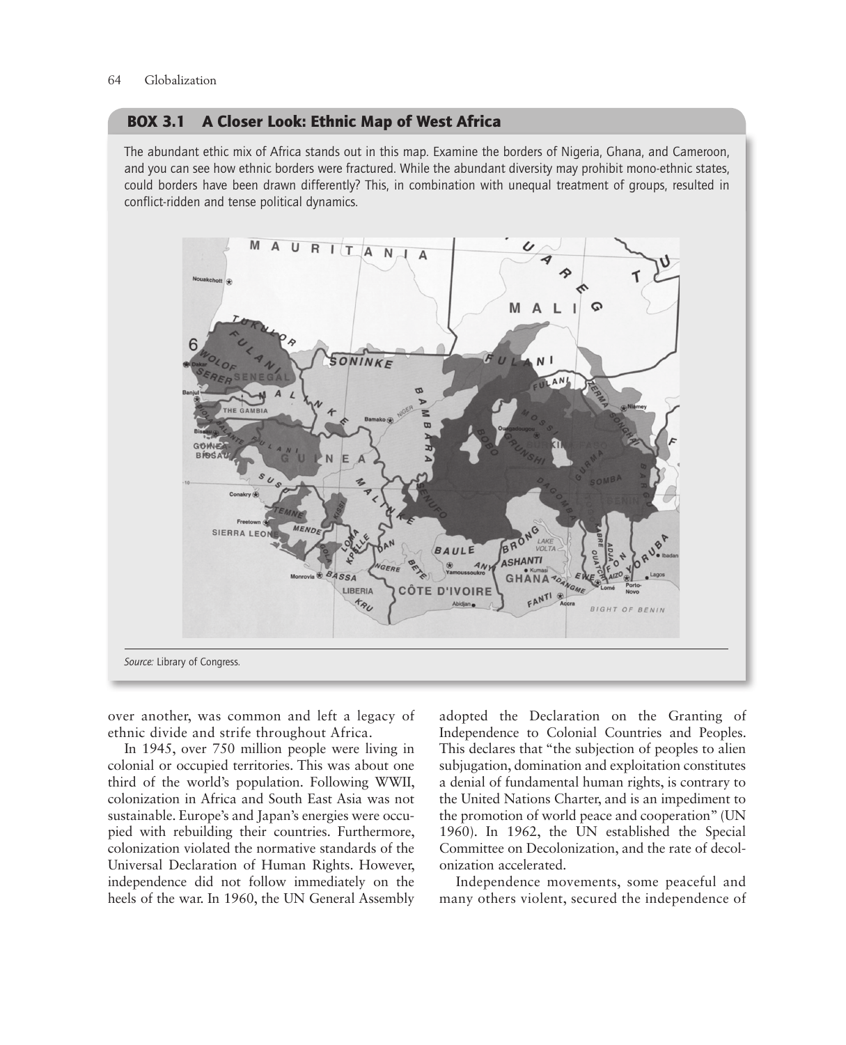## BOX 3.1 A Closer Look: Ethnic Map of West Africa

The abundant ethic mix of Africa stands out in this map. Examine the borders of Nigeria, Ghana, and Cameroon, and you can see how ethnic borders were fractured. While the abundant diversity may prohibit mono-ethnic states, could borders have been drawn differently? This, in combination with unequal treatment of groups, resulted in conflict-ridden and tense political dynamics.

*Source:* Library of Congress.

over another, was common and left a legacy of ethnic divide and strife throughout Africa.

In 1945, over 750 million people were living in colonial or occupied territories. This was about one third of the world's population. Following WWII, colonization in Africa and South East Asia was not sustainable. Europe's and Japan's energies were occupied with rebuilding their countries. Furthermore, colonization violated the normative standards of the Universal Declaration of Human Rights. However, independence did not follow immediately on the heels of the war. In 1960, the UN General Assembly adopted the Declaration on the Granting of Independence to Colonial Countries and Peoples. This declares that "the subjection of peoples to alien subjugation, domination and exploitation constitutes a denial of fundamental human rights, is contrary to the United Nations Charter, and is an impediment to the promotion of world peace and cooperation" (UN 1960). In 1962, the UN established the Special Committee on Decolonization, and the rate of decolonization accelerated.

Independence movements, some peaceful and many others violent, secured the independence of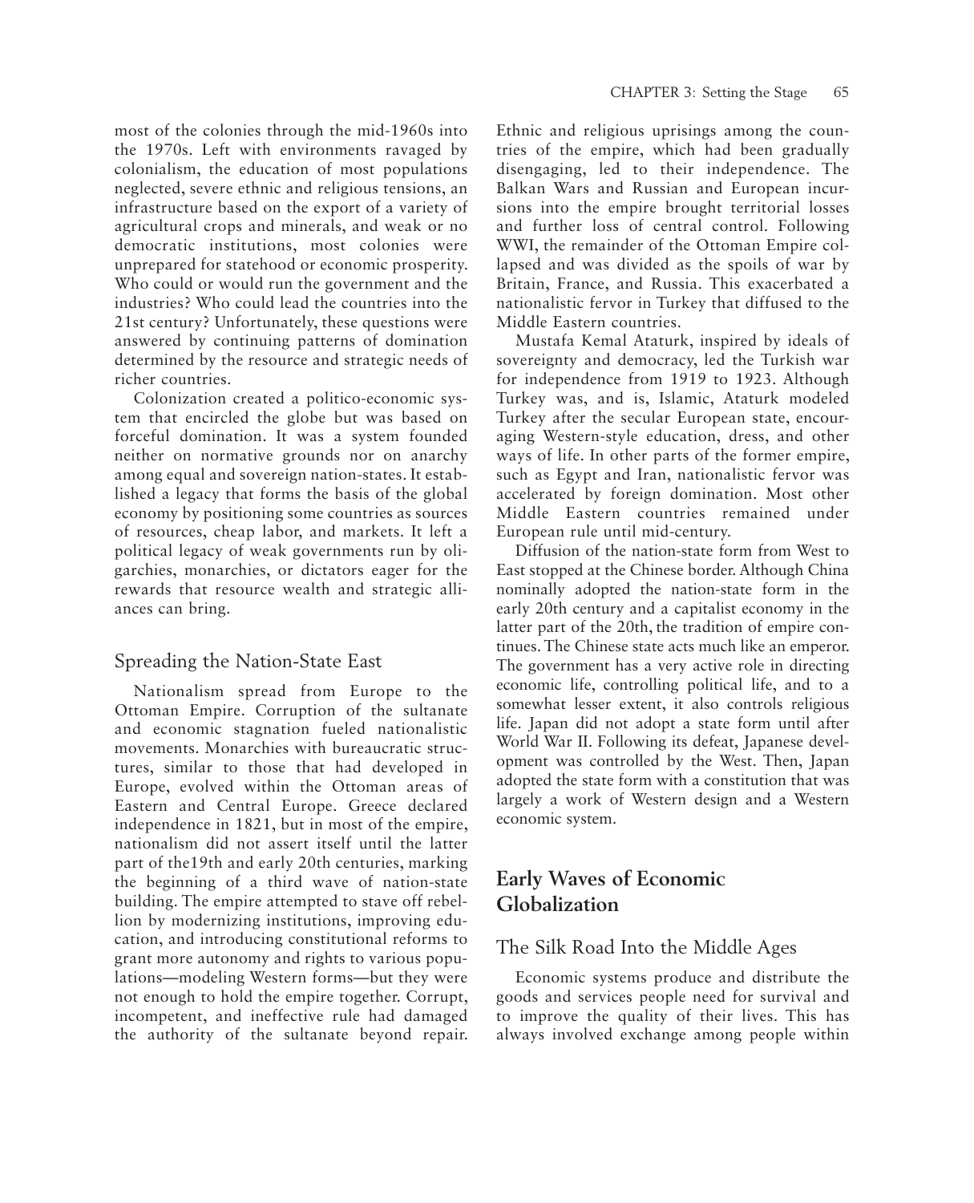most of the colonies through the mid-1960s into the 1970s. Left with environments ravaged by colonialism, the education of most populations neglected, severe ethnic and religious tensions, an infrastructure based on the export of a variety of agricultural crops and minerals, and weak or no democratic institutions, most colonies were unprepared for statehood or economic prosperity. Who could or would run the government and the industries? Who could lead the countries into the 21st century? Unfortunately, these questions were answered by continuing patterns of domination determined by the resource and strategic needs of richer countries.

Colonization created a politico-economic system that encircled the globe but was based on forceful domination. It was a system founded neither on normative grounds nor on anarchy among equal and sovereign nation-states. It established a legacy that forms the basis of the global economy by positioning some countries as sources of resources, cheap labor, and markets. It left a political legacy of weak governments run by oligarchies, monarchies, or dictators eager for the rewards that resource wealth and strategic alliances can bring.

### Spreading the Nation-State East

Nationalism spread from Europe to the Ottoman Empire. Corruption of the sultanate and economic stagnation fueled nationalistic movements. Monarchies with bureaucratic structures, similar to those that had developed in Europe, evolved within the Ottoman areas of Eastern and Central Europe. Greece declared independence in 1821, but in most of the empire, nationalism did not assert itself until the latter part of the19th and early 20th centuries, marking the beginning of a third wave of nation-state building. The empire attempted to stave off rebellion by modernizing institutions, improving education, and introducing constitutional reforms to grant more autonomy and rights to various populations—modeling Western forms—but they were not enough to hold the empire together. Corrupt, incompetent, and ineffective rule had damaged the authority of the sultanate beyond repair. Ethnic and religious uprisings among the countries of the empire, which had been gradually disengaging, led to their independence. The Balkan Wars and Russian and European incursions into the empire brought territorial losses and further loss of central control. Following WWI, the remainder of the Ottoman Empire collapsed and was divided as the spoils of war by Britain, France, and Russia. This exacerbated a nationalistic fervor in Turkey that diffused to the Middle Eastern countries.

Mustafa Kemal Ataturk, inspired by ideals of sovereignty and democracy, led the Turkish war for independence from 1919 to 1923. Although Turkey was, and is, Islamic, Ataturk modeled Turkey after the secular European state, encouraging Western-style education, dress, and other ways of life. In other parts of the former empire, such as Egypt and Iran, nationalistic fervor was accelerated by foreign domination. Most other Middle Eastern countries remained under European rule until mid-century.

Diffusion of the nation-state form from West to East stopped at the Chinese border. Although China nominally adopted the nation-state form in the early 20th century and a capitalist economy in the latter part of the 20th, the tradition of empire continues. The Chinese state acts much like an emperor. The government has a very active role in directing economic life, controlling political life, and to a somewhat lesser extent, it also controls religious life. Japan did not adopt a state form until after World War II. Following its defeat, Japanese development was controlled by the West. Then, Japan adopted the state form with a constitution that was largely a work of Western design and a Western economic system.

## Early Waves of Economic Globalization

### The Silk Road Into the Middle Ages

Economic systems produce and distribute the goods and services people need for survival and to improve the quality of their lives. This has always involved exchange among people within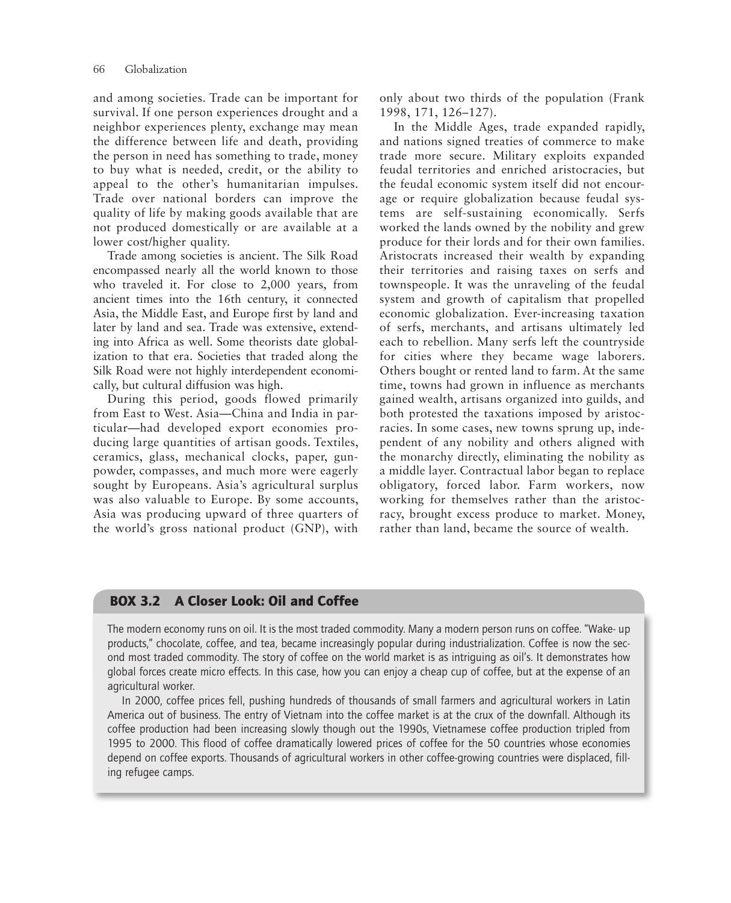and among societies. Trade can be important for survival. If one person experiences drought and a neighbor experiences plenty, exchange may mean the difference between life and death, providing the person in need has something to trade, money to buy what is needed, credit, or the ability to appeal to the other's humanitarian impulses. Trade over national borders can improve the quality of life by making goods available that are not produced domestically or are available at a lower cost/higher quality.

Trade among societies is ancient. The Silk Road encompassed nearly all the world known to those who traveled it. For close to 2,000 years, from ancient times into the 16th century, it connected Asia, the Middle East, and Europe first by land and later by land and sea. Trade was extensive, extending into Africa as well. Some theorists date globalization to that era. Societies that traded along the Silk Road were not highly interdependent economically, but cultural diffusion was high.

During this period, goods flowed primarily from East to West. Asia—China and India in particular—had developed export economies producing large quantities of artisan goods. Textiles, ceramics, glass, mechanical clocks, paper, gunpowder, compasses, and much more were eagerly sought by Europeans. Asia's agricultural surplus was also valuable to Europe. By some accounts, Asia was producing upward of three quarters of the world's gross national product (GNP), with only about two thirds of the population (Frank 1998, 171, 126–127).

In the Middle Ages, trade expanded rapidly, and nations signed treaties of commerce to make trade more secure. Military exploits expanded feudal territories and enriched aristocracies, but the feudal economic system itself did not encourage or require globalization because feudal systems are self-sustaining economically. Serfs worked the lands owned by the nobility and grew produce for their lords and for their own families. Aristocrats increased their wealth by expanding their territories and raising taxes on serfs and townspeople. It was the unraveling of the feudal system and growth of capitalism that propelled economic globalization. Ever-increasing taxation of serfs, merchants, and artisans ultimately led each to rebellion. Many serfs left the countryside for cities where they became wage laborers. Others bought or rented land to farm. At the same time, towns had grown in influence as merchants gained wealth, artisans organized into guilds, and both protested the taxations imposed by aristocracies. In some cases, new towns sprung up, independent of any nobility and others aligned with the monarchy directly, eliminating the nobility as a middle layer. Contractual labor began to replace obligatory, forced labor. Farm workers, now working for themselves rather than the aristocracy, brought excess produce to market. Money, rather than land, became the source of wealth.

## BOX 3.2 A Closer Look: Oil and Coffee

The modern economy runs on oil. It is the most traded commodity. Many a modern person runs on coffee. "Wake- up products," chocolate, coffee, and tea, became increasingly popular during industrialization. Coffee is now the second most traded commodity. The story of coffee on the world market is as intriguing as oil's. It demonstrates how global forces create micro effects. In this case, how you can enjoy a cheap cup of coffee, but at the expense of an agricultural worker.

In 2000, coffee prices fell, pushing hundreds of thousands of small farmers and agricultural workers in Latin America out of business. The entry of Vietnam into the coffee market is at the crux of the downfall. Although its coffee production had been increasing slowly though out the 1990s, Vietnamese coffee production tripled from 1995 to 2000. This flood of coffee dramatically lowered prices of coffee for the 50 countries whose economies depend on coffee exports. Thousands of agricultural workers in other coffee-growing countries were displaced, filling refugee camps.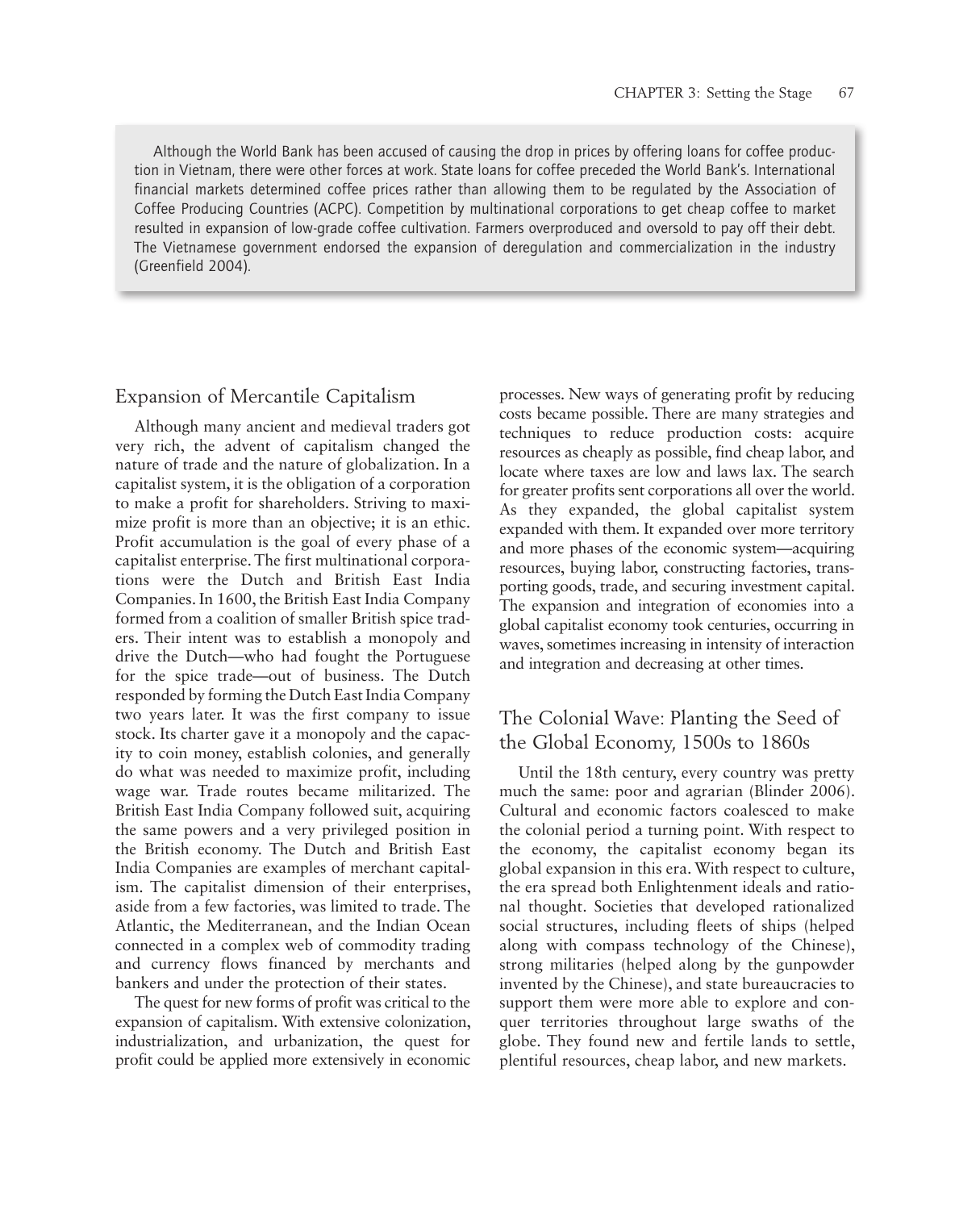Although the World Bank has been accused of causing the drop in prices by offering loans for coffee production in Vietnam, there were other forces at work. State loans for coffee preceded the World Bank's. International financial markets determined coffee prices rather than allowing them to be regulated by the Association of Coffee Producing Countries (ACPC). Competition by multinational corporations to get cheap coffee to market resulted in expansion of low-grade coffee cultivation. Farmers overproduced and oversold to pay off their debt. The Vietnamese government endorsed the expansion of deregulation and commercialization in the industry (Greenfield 2004).

## Expansion of Mercantile Capitalism

Although many ancient and medieval traders got very rich, the advent of capitalism changed the nature of trade and the nature of globalization. In a capitalist system, it is the obligation of a corporation to make a profit for shareholders. Striving to maximize profit is more than an objective; it is an ethic. Profit accumulation is the goal of every phase of a capitalist enterprise. The first multinational corporations were the Dutch and British East India Companies. In 1600, the British East India Company formed from a coalition of smaller British spice traders. Their intent was to establish a monopoly and drive the Dutch—who had fought the Portuguese for the spice trade—out of business. The Dutch responded by forming the Dutch East India Company two years later. It was the first company to issue stock. Its charter gave it a monopoly and the capacity to coin money, establish colonies, and generally do what was needed to maximize profit, including wage war. Trade routes became militarized. The British East India Company followed suit, acquiring the same powers and a very privileged position in the British economy. The Dutch and British East India Companies are examples of merchant capitalism. The capitalist dimension of their enterprises, aside from a few factories, was limited to trade. The Atlantic, the Mediterranean, and the Indian Ocean connected in a complex web of commodity trading and currency flows financed by merchants and bankers and under the protection of their states.

The quest for new forms of profit was critical to the expansion of capitalism. With extensive colonization, industrialization, and urbanization, the quest for profit could be applied more extensively in economic processes. New ways of generating profit by reducing costs became possible. There are many strategies and techniques to reduce production costs: acquire resources as cheaply as possible, find cheap labor, and locate where taxes are low and laws lax. The search for greater profits sent corporations all over the world. As they expanded, the global capitalist system expanded with them. It expanded over more territory and more phases of the economic system—acquiring resources, buying labor, constructing factories, transporting goods, trade, and securing investment capital. The expansion and integration of economies into a global capitalist economy took centuries, occurring in waves, sometimes increasing in intensity of interaction and integration and decreasing at other times.

## The Colonial Wave: Planting the Seed of the Global Economy, 1500s to 1860s

Until the 18th century, every country was pretty much the same: poor and agrarian (Blinder 2006). Cultural and economic factors coalesced to make the colonial period a turning point. With respect to the economy, the capitalist economy began its global expansion in this era. With respect to culture, the era spread both Enlightenment ideals and rational thought. Societies that developed rationalized social structures, including fleets of ships (helped along with compass technology of the Chinese), strong militaries (helped along by the gunpowder invented by the Chinese), and state bureaucracies to support them were more able to explore and conquer territories throughout large swaths of the globe. They found new and fertile lands to settle, plentiful resources, cheap labor, and new markets.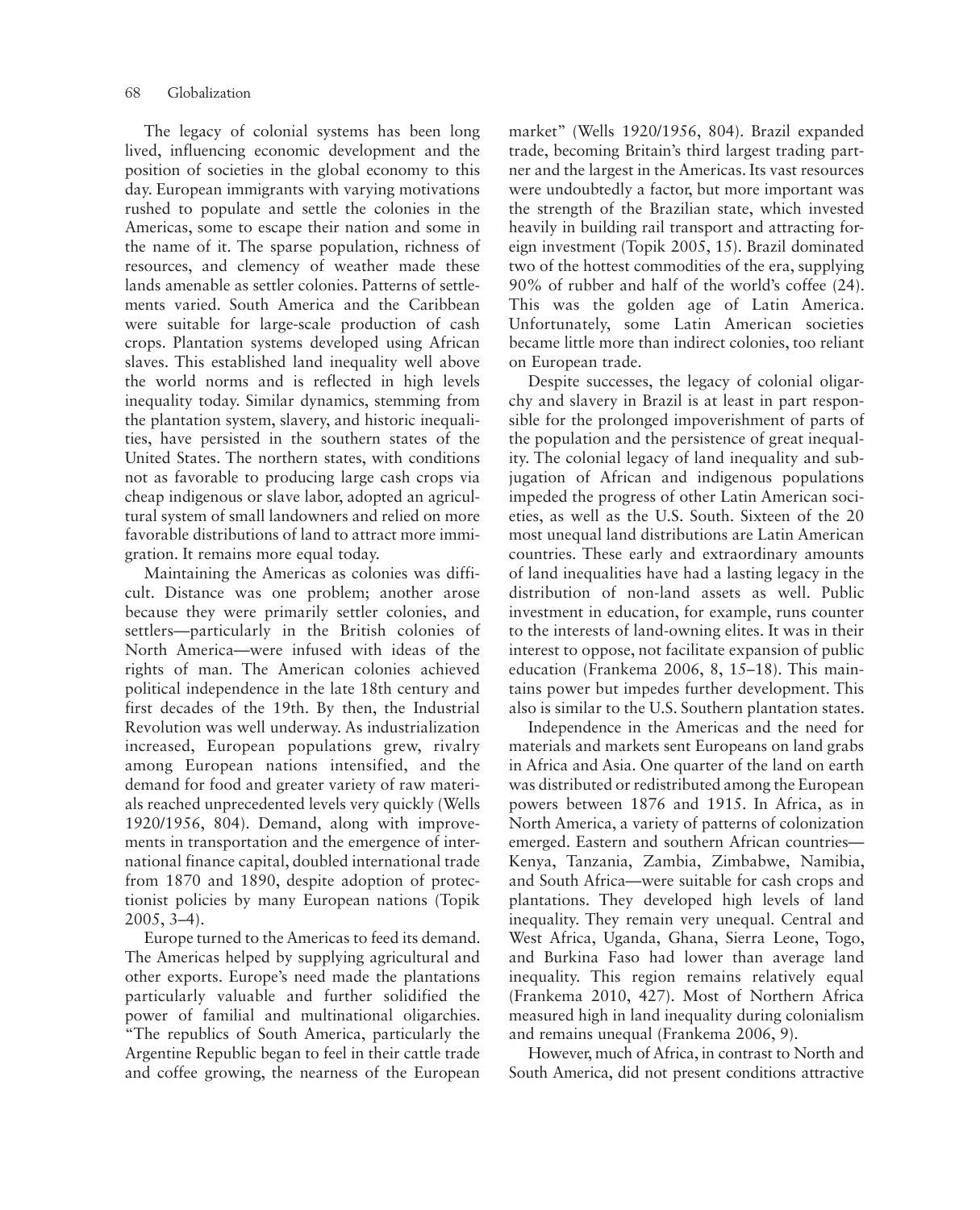The legacy of colonial systems has been long lived, influencing economic development and the position of societies in the global economy to this day. European immigrants with varying motivations rushed to populate and settle the colonies in the Americas, some to escape their nation and some in the name of it. The sparse population, richness of resources, and clemency of weather made these lands amenable as settler colonies. Patterns of settlements varied. South America and the Caribbean were suitable for large-scale production of cash crops. Plantation systems developed using African slaves. This established land inequality well above the world norms and is reflected in high levels inequality today. Similar dynamics, stemming from the plantation system, slavery, and historic inequalities, have persisted in the southern states of the United States. The northern states, with conditions not as favorable to producing large cash crops via cheap indigenous or slave labor, adopted an agricultural system of small landowners and relied on more favorable distributions of land to attract more immigration. It remains more equal today.

Maintaining the Americas as colonies was difficult. Distance was one problem; another arose because they were primarily settler colonies, and settlers—particularly in the British colonies of North America—were infused with ideas of the rights of man. The American colonies achieved political independence in the late 18th century and first decades of the 19th. By then, the Industrial Revolution was well underway. As industrialization increased, European populations grew, rivalry among European nations intensified, and the demand for food and greater variety of raw materials reached unprecedented levels very quickly (Wells 1920/1956, 804). Demand, along with improvements in transportation and the emergence of international finance capital, doubled international trade from 1870 and 1890, despite adoption of protectionist policies by many European nations (Topik 2005, 3–4).

Europe turned to the Americas to feed its demand. The Americas helped by supplying agricultural and other exports. Europe's need made the plantations particularly valuable and further solidified the power of familial and multinational oligarchies. "The republics of South America, particularly the Argentine Republic began to feel in their cattle trade and coffee growing, the nearness of the European market" (Wells 1920/1956, 804). Brazil expanded trade, becoming Britain's third largest trading partner and the largest in the Americas. Its vast resources were undoubtedly a factor, but more important was the strength of the Brazilian state, which invested heavily in building rail transport and attracting foreign investment (Topik 2005, 15). Brazil dominated two of the hottest commodities of the era, supplying 90% of rubber and half of the world's coffee (24). This was the golden age of Latin America. Unfortunately, some Latin American societies became little more than indirect colonies, too reliant on European trade.

Despite successes, the legacy of colonial oligarchy and slavery in Brazil is at least in part responsible for the prolonged impoverishment of parts of the population and the persistence of great inequality. The colonial legacy of land inequality and subjugation of African and indigenous populations impeded the progress of other Latin American societies, as well as the U.S. South. Sixteen of the 20 most unequal land distributions are Latin American countries. These early and extraordinary amounts of land inequalities have had a lasting legacy in the distribution of non-land assets as well. Public investment in education, for example, runs counter to the interests of land-owning elites. It was in their interest to oppose, not facilitate expansion of public education (Frankema 2006, 8, 15–18). This maintains power but impedes further development. This also is similar to the U.S. Southern plantation states.

Independence in the Americas and the need for materials and markets sent Europeans on land grabs in Africa and Asia. One quarter of the land on earth was distributed or redistributed among the European powers between 1876 and 1915. In Africa, as in North America, a variety of patterns of colonization emerged. Eastern and southern African countries—Kenya, Tanzania, Zambia, Zimbabwe, Namibia, and South Africa—were suitable for cash crops and plantations. They developed high levels of land inequality. They remain very unequal. Central and West Africa, Uganda, Ghana, Sierra Leone, Togo, and Burkina Faso had lower than average land inequality. This region remains relatively equal (Frankema 2010, 427). Most of Northern Africa measured high in land inequality during colonialism and remains unequal (Frankema 2006, 9).

However, much of Africa, in contrast to North and South America, did not present conditions attractive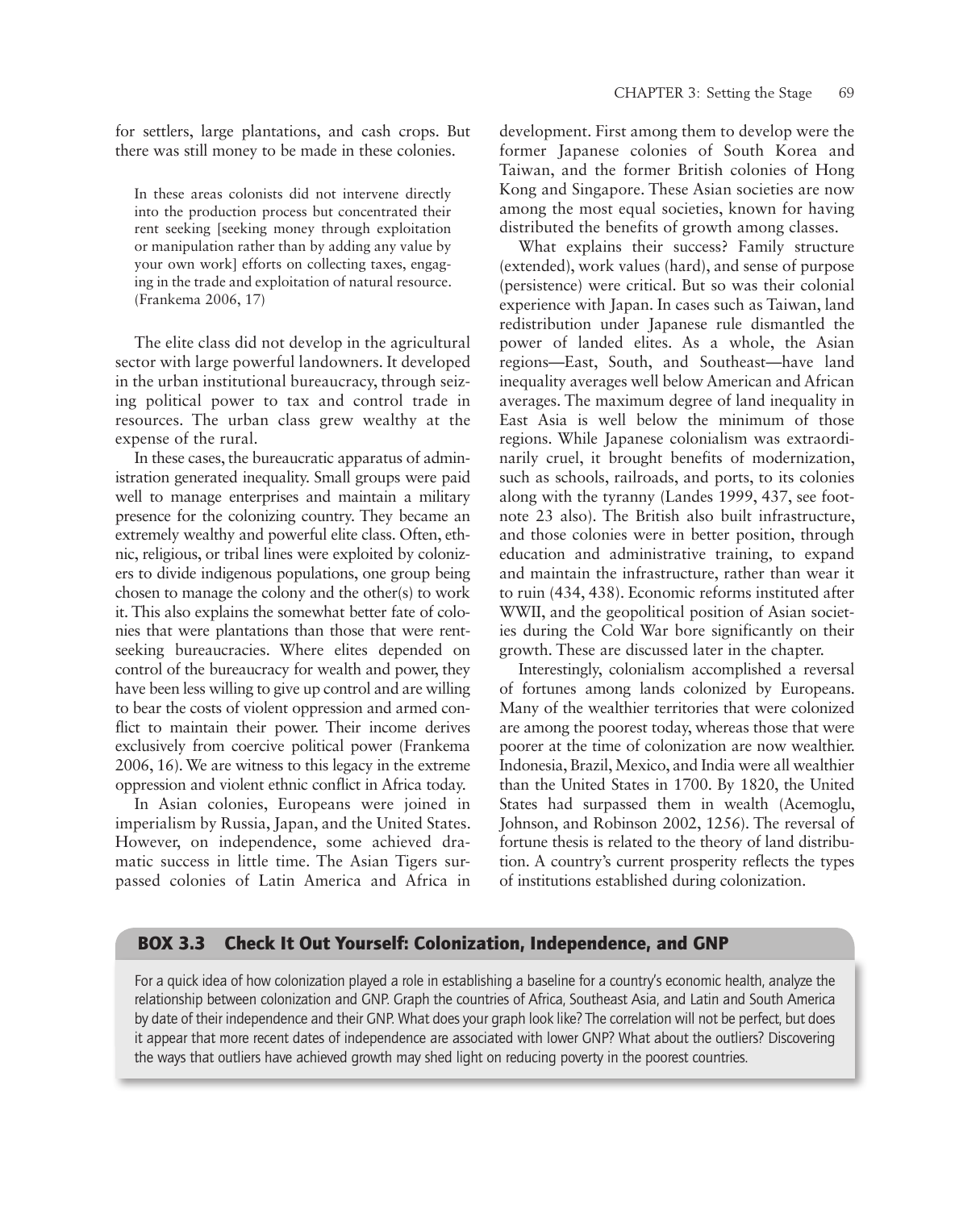for settlers, large plantations, and cash crops. But there was still money to be made in these colonies.

> In these areas colonists did not intervene directly into the production process but concentrated their rent seeking [seeking money through exploitation or manipulation rather than by adding any value by your own work] efforts on collecting taxes, engaging in the trade and exploitation of natural resource. (Frankema 2006, 17)

The elite class did not develop in the agricultural sector with large powerful landowners. It developed in the urban institutional bureaucracy, through seizing political power to tax and control trade in resources. The urban class grew wealthy at the expense of the rural.

In these cases, the bureaucratic apparatus of administration generated inequality. Small groups were paid well to manage enterprises and maintain a military presence for the colonizing country. They became an extremely wealthy and powerful elite class. Often, ethnic, religious, or tribal lines were exploited by colonizers to divide indigenous populations, one group being chosen to manage the colony and the other(s) to work it. This also explains the somewhat better fate of colonies that were plantations than those that were rent-seeking bureaucracies. Where elites depended on control of the bureaucracy for wealth and power, they have been less willing to give up control and are willing to bear the costs of violent oppression and armed conflict to maintain their power. Their income derives exclusively from coercive political power (Frankema 2006, 16). We are witness to this legacy in the extreme oppression and violent ethnic conflict in Africa today.

In Asian colonies, Europeans were joined in imperialism by Russia, Japan, and the United States. However, on independence, some achieved dramatic success in little time. The Asian Tigers surpassed colonies of Latin America and Africa in development. First among them to develop were the former Japanese colonies of South Korea and Taiwan, and the former British colonies of Hong Kong and Singapore. These Asian societies are now among the most equal societies, known for having distributed the benefits of growth among classes.

What explains their success? Family structure (extended), work values (hard), and sense of purpose (persistence) were critical. But so was their colonial experience with Japan. In cases such as Taiwan, land redistribution under Japanese rule dismantled the power of landed elites. As a whole, the Asian regions—East, South, and Southeast—have land inequality averages well below American and African averages. The maximum degree of land inequality in East Asia is well below the minimum of those regions. While Japanese colonialism was extraordinarily cruel, it brought benefits of modernization, such as schools, railroads, and ports, to its colonies along with the tyranny (Landes 1999, 437, see footnote 23 also). The British also built infrastructure, and those colonies were in better position, through education and administrative training, to expand and maintain the infrastructure, rather than wear it to ruin (434, 438). Economic reforms instituted after WWII, and the geopolitical position of Asian societies during the Cold War bore significantly on their growth. These are discussed later in the chapter.

Interestingly, colonialism accomplished a reversal of fortunes among lands colonized by Europeans. Many of the wealthier territories that were colonized are among the poorest today, whereas those that were poorer at the time of colonization are now wealthier. Indonesia, Brazil, Mexico, and India were all wealthier than the United States in 1700. By 1820, the United States had surpassed them in wealth (Acemoglu, Johnson, and Robinson 2002, 1256). The reversal of fortune thesis is related to the theory of land distribution. A country's current prosperity reflects the types of institutions established during colonization.

### BOX 3.3 Check It Out Yourself: Colonization, Independence, and GNP

For a quick idea of how colonization played a role in establishing a baseline for a country's economic health, analyze the relationship between colonization and GNP. Graph the countries of Africa, Southeast Asia, and Latin and South America by date of their independence and their GNP. What does your graph look like? The correlation will not be perfect, but does it appear that more recent dates of independence are associated with lower GNP? What about the outliers? Discovering the ways that outliers have achieved growth may shed light on reducing poverty in the poorest countries.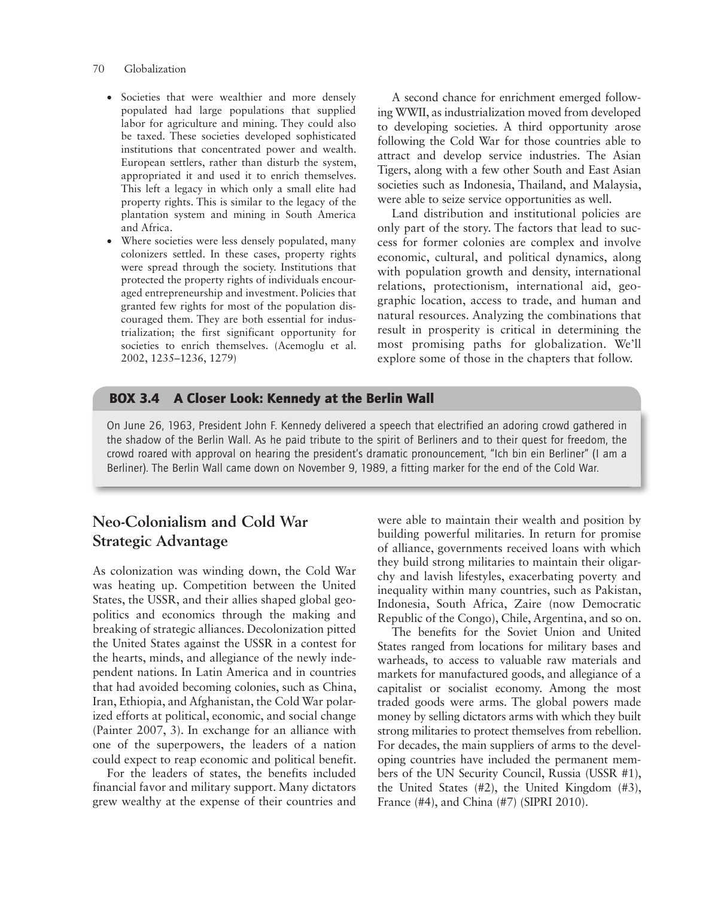- Societies that were wealthier and more densely populated had large populations that supplied labor for agriculture and mining. They could also be taxed. These societies developed sophisticated institutions that concentrated power and wealth. European settlers, rather than disturb the system, appropriated it and used it to enrich themselves. This left a legacy in which only a small elite had property rights. This is similar to the legacy of the plantation system and mining in South America and Africa.
- Where societies were less densely populated, many colonizers settled. In these cases, property rights were spread through the society. Institutions that protected the property rights of individuals encouraged entrepreneurship and investment. Policies that granted few rights for most of the population discouraged them. They are both essential for industrialization; the first significant opportunity for societies to enrich themselves. (Acemoglu et al. 2002, 1235–1236, 1279)

A second chance for enrichment emerged following WWII, as industrialization moved from developed to developing societies. A third opportunity arose following the Cold War for those countries able to attract and develop service industries. The Asian Tigers, along with a few other South and East Asian societies such as Indonesia, Thailand, and Malaysia, were able to seize service opportunities as well.

Land distribution and institutional policies are only part of the story. The factors that lead to success for former colonies are complex and involve economic, cultural, and political dynamics, along with population growth and density, international relations, protectionism, international aid, geographic location, access to trade, and human and natural resources. Analyzing the combinations that result in prosperity is critical in determining the most promising paths for globalization. We'll explore some of those in the chapters that follow.

> **BOX 3.4 A Closer Look: Kennedy at the Berlin Wall**
>
> On June 26, 1963, President John F. Kennedy delivered a speech that electrified an adoring crowd gathered in the shadow of the Berlin Wall. As he paid tribute to the spirit of Berliners and to their quest for freedom, the crowd roared with approval on hearing the president's dramatic pronouncement, "Ich bin ein Berliner" (I am a Berliner). The Berlin Wall came down on November 9, 1989, a fitting marker for the end of the Cold War.

## Neo-Colonialism and Cold War Strategic Advantage

As colonization was winding down, the Cold War was heating up. Competition between the United States, the USSR, and their allies shaped global geopolitics and economics through the making and breaking of strategic alliances. Decolonization pitted the United States against the USSR in a contest for the hearts, minds, and allegiance of the newly independent nations. In Latin America and in countries that had avoided becoming colonies, such as China, Iran, Ethiopia, and Afghanistan, the Cold War polarized efforts at political, economic, and social change (Painter 2007, 3). In exchange for an alliance with one of the superpowers, the leaders of a nation could expect to reap economic and political benefit.

For the leaders of states, the benefits included financial favor and military support. Many dictators grew wealthy at the expense of their countries and were able to maintain their wealth and position by building powerful militaries. In return for promise of alliance, governments received loans with which they build strong militaries to maintain their oligarchy and lavish lifestyles, exacerbating poverty and inequality within many countries, such as Pakistan, Indonesia, South Africa, Zaire (now Democratic Republic of the Congo), Chile, Argentina, and so on.

The benefits for the Soviet Union and United States ranged from locations for military bases and warheads, to access to valuable raw materials and markets for manufactured goods, and allegiance of a capitalist or socialist economy. Among the most traded goods were arms. The global powers made money by selling dictators arms with which they built strong militaries to protect themselves from rebellion. For decades, the main suppliers of arms to the developing countries have included the permanent members of the UN Security Council, Russia (USSR #1), the United States (#2), the United Kingdom (#3), France (#4), and China (#7) (SIPRI 2010).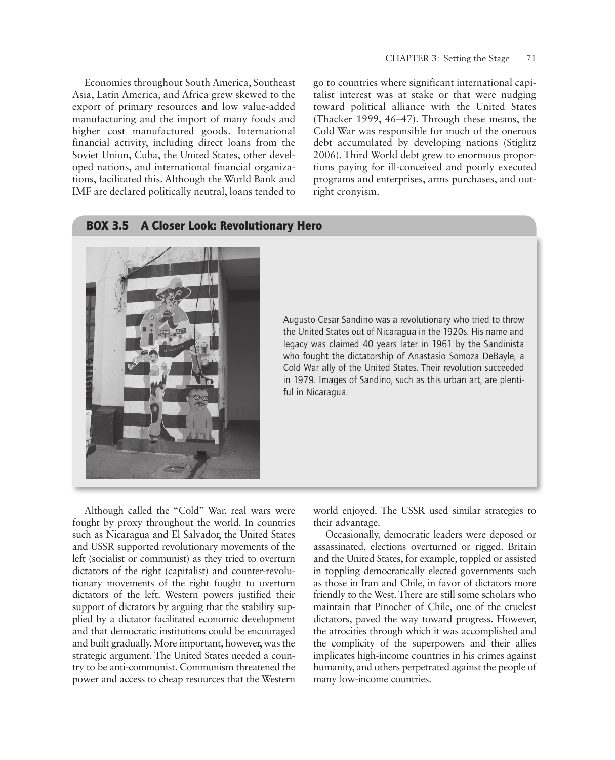Economies throughout South America, Southeast Asia, Latin America, and Africa grew skewed to the export of primary resources and low value-added manufacturing and the import of many foods and higher cost manufactured goods. International financial activity, including direct loans from the Soviet Union, Cuba, the United States, other developed nations, and international financial organizations, facilitated this. Although the World Bank and IMF are declared politically neutral, loans tended to go to countries where significant international capitalist interest was at stake or that were nudging toward political alliance with the United States (Thacker 1999, 46–47). Through these means, the Cold War was responsible for much of the onerous debt accumulated by developing nations (Stiglitz 2006). Third World debt grew to enormous proportions paying for ill-conceived and poorly executed programs and enterprises, arms purchases, and outright cronyism.

## BOX 3.5 A Closer Look: Revolutionary Hero

Augusto Cesar Sandino was a revolutionary who tried to throw the United States out of Nicaragua in the 1920s. His name and legacy was claimed 40 years later in 1961 by the Sandinista who fought the dictatorship of Anastasio Somoza DeBayle, a Cold War ally of the United States. Their revolution succeeded in 1979. Images of Sandino, such as this urban art, are plentiful in Nicaragua.

Although called the "Cold" War, real wars were fought by proxy throughout the world. In countries such as Nicaragua and El Salvador, the United States and USSR supported revolutionary movements of the left (socialist or communist) as they tried to overturn dictators of the right (capitalist) and counter-revolutionary movements of the right fought to overturn dictators of the left. Western powers justified their support of dictators by arguing that the stability supplied by a dictator facilitated economic development and that democratic institutions could be encouraged and built gradually. More important, however, was the strategic argument. The United States needed a country to be anti-communist. Communism threatened the power and access to cheap resources that the Western world enjoyed. The USSR used similar strategies to their advantage.

Occasionally, democratic leaders were deposed or assassinated, elections overturned or rigged. Britain and the United States, for example, toppled or assisted in toppling democratically elected governments such as those in Iran and Chile, in favor of dictators more friendly to the West. There are still some scholars who maintain that Pinochet of Chile, one of the cruelest dictators, paved the way toward progress. However, the atrocities through which it was accomplished and the complicity of the superpowers and their allies implicates high-income countries in his crimes against humanity, and others perpetrated against the people of many low-income countries.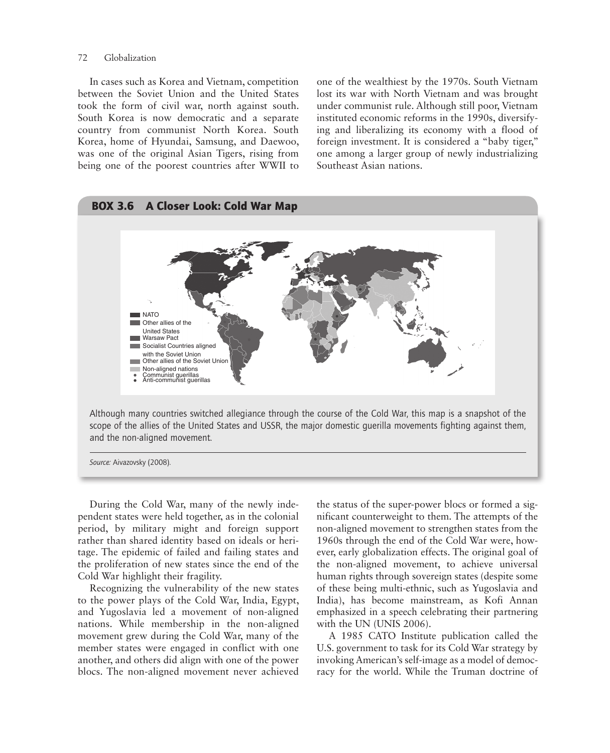In cases such as Korea and Vietnam, competition between the Soviet Union and the United States took the form of civil war, north against south. South Korea is now democratic and a separate country from communist North Korea. South Korea, home of Hyundai, Samsung, and Daewoo, was one of the original Asian Tigers, rising from being one of the poorest countries after WWII to one of the wealthiest by the 1970s. South Vietnam lost its war with North Vietnam and was brought under communist rule. Although still poor, Vietnam instituted economic reforms in the 1990s, diversifying and liberalizing its economy with a flood of foreign investment. It is considered a "baby tiger," one among a larger group of newly industrializing Southeast Asian nations.

## BOX 3.6 A Closer Look: Cold War Map

NATO
Other allies of the United States
Warsaw Pact
Socialist Countries aligned with the Soviet Union
Other allies of the Soviet Union
Non-aligned nations
Communist guerillas
Anti-communist guerillas

Although many countries switched allegiance through the course of the Cold War, this map is a snapshot of the scope of the allies of the United States and USSR, the major domestic guerilla movements fighting against them, and the non-aligned movement.

*Source:* Aivazovsky (2008).

During the Cold War, many of the newly independent states were held together, as in the colonial period, by military might and foreign support rather than shared identity based on ideals or heritage. The epidemic of failed and failing states and the proliferation of new states since the end of the Cold War highlight their fragility.

Recognizing the vulnerability of the new states to the power plays of the Cold War, India, Egypt, and Yugoslavia led a movement of non-aligned nations. While membership in the non-aligned movement grew during the Cold War, many of the member states were engaged in conflict with one another, and others did align with one of the power blocs. The non-aligned movement never achieved the status of the super-power blocs or formed a significant counterweight to them. The attempts of the non-aligned movement to strengthen states from the 1960s through the end of the Cold War were, however, early globalization effects. The original goal of the non-aligned movement, to achieve universal human rights through sovereign states (despite some of these being multi-ethnic, such as Yugoslavia and India), has become mainstream, as Kofi Annan emphasized in a speech celebrating their partnering with the UN (UNIS 2006).

A 1985 CATO Institute publication called the U.S. government to task for its Cold War strategy by invoking American's self-image as a model of democracy for the world. While the Truman doctrine of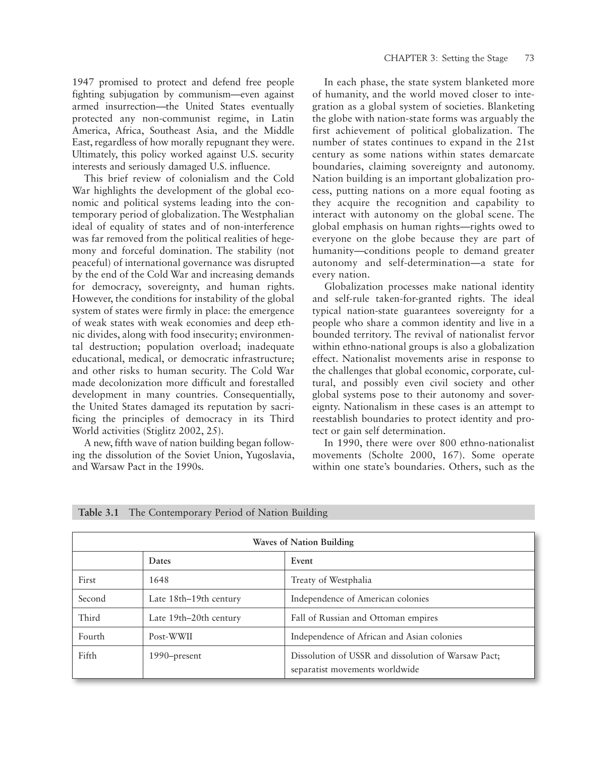1947 promised to protect and defend free people fighting subjugation by communism—even against armed insurrection—the United States eventually protected any non-communist regime, in Latin America, Africa, Southeast Asia, and the Middle East, regardless of how morally repugnant they were. Ultimately, this policy worked against U.S. security interests and seriously damaged U.S. influence.

This brief review of colonialism and the Cold War highlights the development of the global economic and political systems leading into the contemporary period of globalization. The Westphalian ideal of equality of states and of non-interference was far removed from the political realities of hegemony and forceful domination. The stability (not peaceful) of international governance was disrupted by the end of the Cold War and increasing demands for democracy, sovereignty, and human rights. However, the conditions for instability of the global system of states were firmly in place: the emergence of weak states with weak economies and deep ethnic divides, along with food insecurity; environmental destruction; population overload; inadequate educational, medical, or democratic infrastructure; and other risks to human security. The Cold War made decolonization more difficult and forestalled development in many countries. Consequentially, the United States damaged its reputation by sacrificing the principles of democracy in its Third World activities (Stiglitz 2002, 25).

A new, fifth wave of nation building began following the dissolution of the Soviet Union, Yugoslavia, and Warsaw Pact in the 1990s.

In each phase, the state system blanketed more of humanity, and the world moved closer to integration as a global system of societies. Blanketing the globe with nation-state forms was arguably the first achievement of political globalization. The number of states continues to expand in the 21st century as some nations within states demarcate boundaries, claiming sovereignty and autonomy. Nation building is an important globalization process, putting nations on a more equal footing as they acquire the recognition and capability to interact with autonomy on the global scene. The global emphasis on human rights—rights owed to everyone on the globe because they are part of humanity—conditions people to demand greater autonomy and self-determination—a state for every nation.

Globalization processes make national identity and self-rule taken-for-granted rights. The ideal typical nation-state guarantees sovereignty for a people who share a common identity and live in a bounded territory. The revival of nationalist fervor within ethno-national groups is also a globalization effect. Nationalist movements arise in response to the challenges that global economic, corporate, cultural, and possibly even civil society and other global systems pose to their autonomy and sovereignty. Nationalism in these cases is an attempt to reestablish boundaries to protect identity and protect or gain self determination.

In 1990, there were over 800 ethno-nationalist movements (Scholte 2000, 167). Some operate within one state's boundaries. Others, such as the

**Table 3.1** The Contemporary Period of Nation Building

| Waves of Nation Building | | |
|---|---|---|
| | **Dates** | **Event** |
| First | 1648 | Treaty of Westphalia |
| Second | Late 18th–19th century | Independence of American colonies |
| Third | Late 19th–20th century | Fall of Russian and Ottoman empires |
| Fourth | Post-WWII | Independence of African and Asian colonies |
| Fifth | 1990–present | Dissolution of USSR and dissolution of Warsaw Pact; separatist movements worldwide |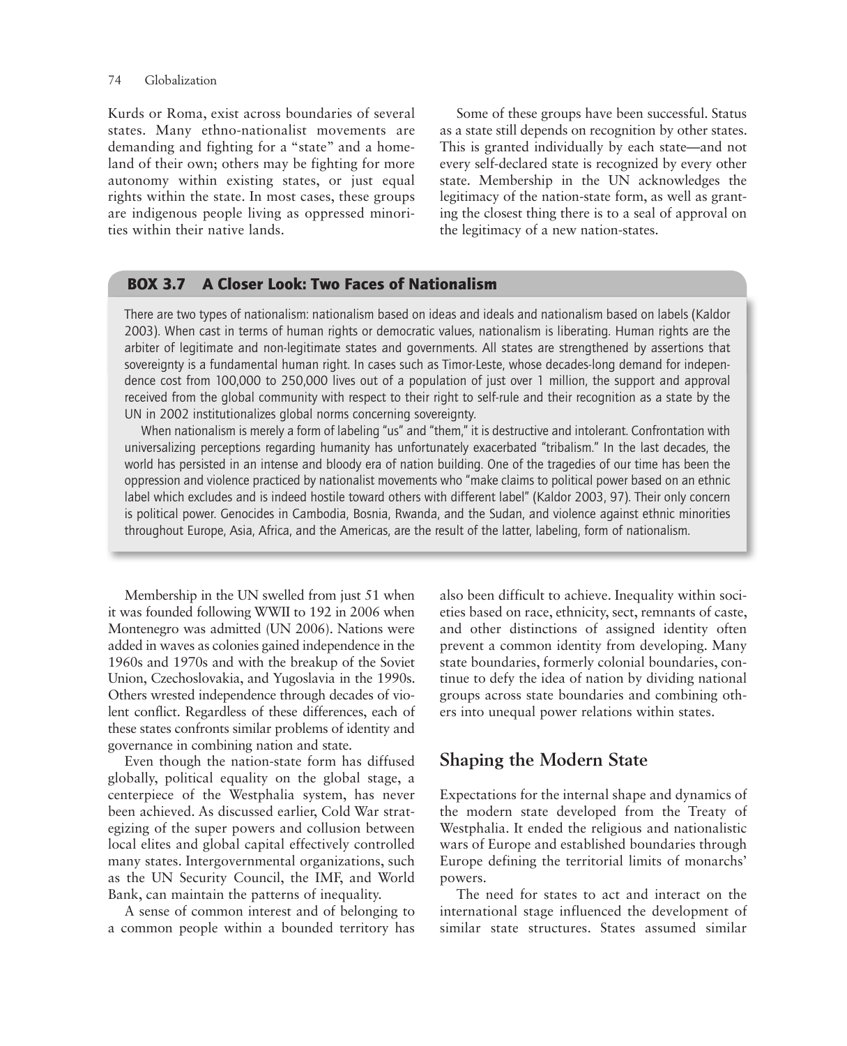Kurds or Roma, exist across boundaries of several states. Many ethno-nationalist movements are demanding and fighting for a "state" and a homeland of their own; others may be fighting for more autonomy within existing states, or just equal rights within the state. In most cases, these groups are indigenous people living as oppressed minorities within their native lands.

Some of these groups have been successful. Status as a state still depends on recognition by other states. This is granted individually by each state—and not every self-declared state is recognized by every other state. Membership in the UN acknowledges the legitimacy of the nation-state form, as well as granting the closest thing there is to a seal of approval on the legitimacy of a new nation-states.

> **BOX 3.7 A Closer Look: Two Faces of Nationalism**
>
> There are two types of nationalism: nationalism based on ideas and ideals and nationalism based on labels (Kaldor 2003). When cast in terms of human rights or democratic values, nationalism is liberating. Human rights are the arbiter of legitimate and non-legitimate states and governments. All states are strengthened by assertions that sovereignty is a fundamental human right. In cases such as Timor-Leste, whose decades-long demand for independence cost from 100,000 to 250,000 lives out of a population of just over 1 million, the support and approval received from the global community with respect to their right to self-rule and their recognition as a state by the UN in 2002 institutionalizes global norms concerning sovereignty.
>
> When nationalism is merely a form of labeling "us" and "them," it is destructive and intolerant. Confrontation with universalizing perceptions regarding humanity has unfortunately exacerbated "tribalism." In the last decades, the world has persisted in an intense and bloody era of nation building. One of the tragedies of our time has been the oppression and violence practiced by nationalist movements who "make claims to political power based on an ethnic label which excludes and is indeed hostile toward others with different label" (Kaldor 2003, 97). Their only concern is political power. Genocides in Cambodia, Bosnia, Rwanda, and the Sudan, and violence against ethnic minorities throughout Europe, Asia, Africa, and the Americas, are the result of the latter, labeling, form of nationalism.

Membership in the UN swelled from just 51 when it was founded following WWII to 192 in 2006 when Montenegro was admitted (UN 2006). Nations were added in waves as colonies gained independence in the 1960s and 1970s and with the breakup of the Soviet Union, Czechoslovakia, and Yugoslavia in the 1990s. Others wrested independence through decades of violent conflict. Regardless of these differences, each of these states confronts similar problems of identity and governance in combining nation and state.

Even though the nation-state form has diffused globally, political equality on the global stage, a centerpiece of the Westphalia system, has never been achieved. As discussed earlier, Cold War strategizing of the super powers and collusion between local elites and global capital effectively controlled many states. Intergovernmental organizations, such as the UN Security Council, the IMF, and World Bank, can maintain the patterns of inequality.

A sense of common interest and of belonging to a common people within a bounded territory has also been difficult to achieve. Inequality within societies based on race, ethnicity, sect, remnants of caste, and other distinctions of assigned identity often prevent a common identity from developing. Many state boundaries, formerly colonial boundaries, continue to defy the idea of nation by dividing national groups across state boundaries and combining others into unequal power relations within states.

## Shaping the Modern State

Expectations for the internal shape and dynamics of the modern state developed from the Treaty of Westphalia. It ended the religious and nationalistic wars of Europe and established boundaries through Europe defining the territorial limits of monarchs' powers.

The need for states to act and interact on the international stage influenced the development of similar state structures. States assumed similar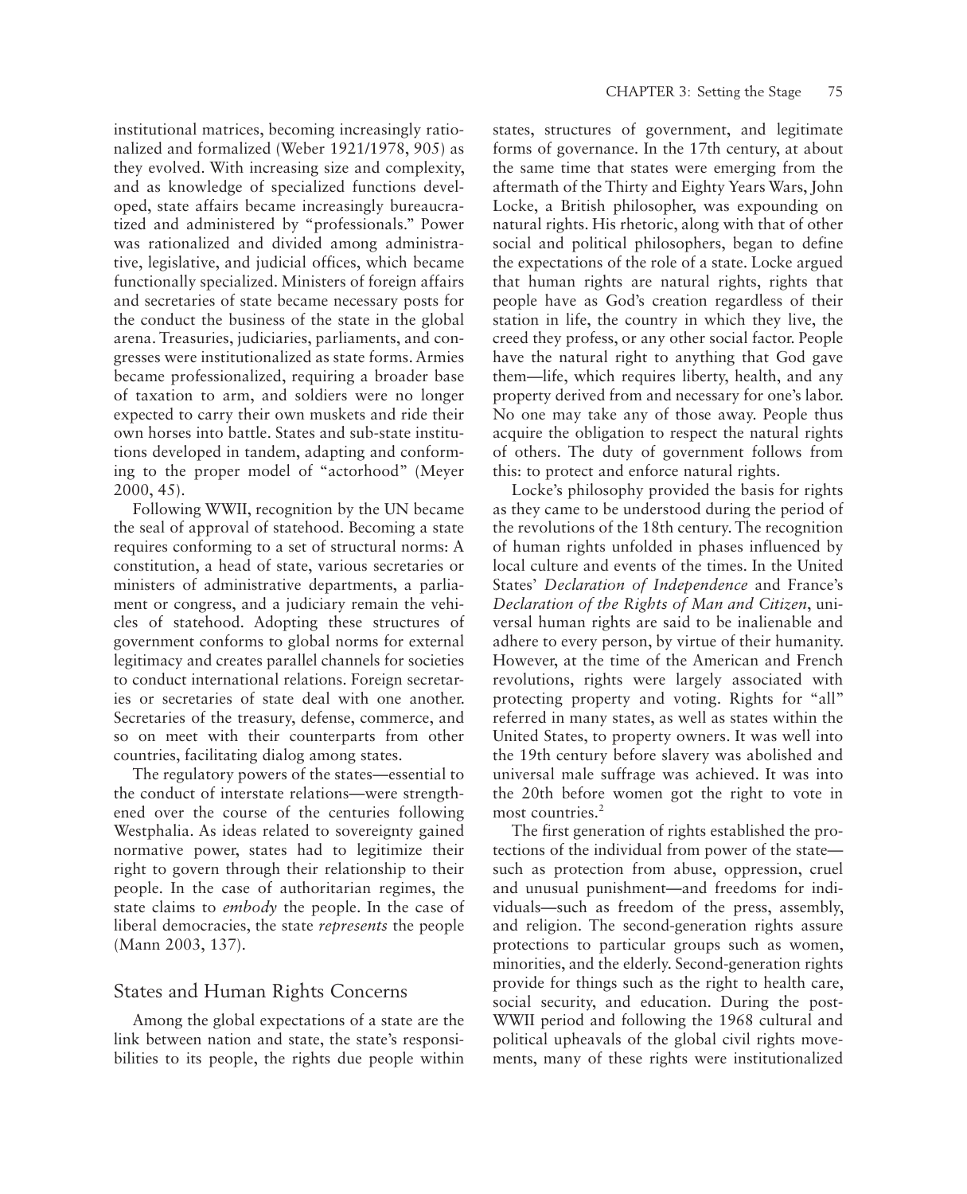institutional matrices, becoming increasingly rationalized and formalized (Weber 1921/1978, 905) as they evolved. With increasing size and complexity, and as knowledge of specialized functions developed, state affairs became increasingly bureaucratized and administered by "professionals." Power was rationalized and divided among administrative, legislative, and judicial offices, which became functionally specialized. Ministers of foreign affairs and secretaries of state became necessary posts for the conduct the business of the state in the global arena. Treasuries, judiciaries, parliaments, and congresses were institutionalized as state forms. Armies became professionalized, requiring a broader base of taxation to arm, and soldiers were no longer expected to carry their own muskets and ride their own horses into battle. States and sub-state institutions developed in tandem, adapting and conforming to the proper model of "actorhood" (Meyer 2000, 45).

Following WWII, recognition by the UN became the seal of approval of statehood. Becoming a state requires conforming to a set of structural norms: A constitution, a head of state, various secretaries or ministers of administrative departments, a parliament or congress, and a judiciary remain the vehicles of statehood. Adopting these structures of government conforms to global norms for external legitimacy and creates parallel channels for societies to conduct international relations. Foreign secretaries or secretaries of state deal with one another. Secretaries of the treasury, defense, commerce, and so on meet with their counterparts from other countries, facilitating dialog among states.

The regulatory powers of the states—essential to the conduct of interstate relations—were strengthened over the course of the centuries following Westphalia. As ideas related to sovereignty gained normative power, states had to legitimize their right to govern through their relationship to their people. In the case of authoritarian regimes, the state claims to *embody* the people. In the case of liberal democracies, the state *represents* the people (Mann 2003, 137).

## States and Human Rights Concerns

Among the global expectations of a state are the link between nation and state, the state's responsibilities to its people, the rights due people within states, structures of government, and legitimate forms of governance. In the 17th century, at about the same time that states were emerging from the aftermath of the Thirty and Eighty Years Wars, John Locke, a British philosopher, was expounding on natural rights. His rhetoric, along with that of other social and political philosophers, began to define the expectations of the role of a state. Locke argued that human rights are natural rights, rights that people have as God's creation regardless of their station in life, the country in which they live, the creed they profess, or any other social factor. People have the natural right to anything that God gave them—life, which requires liberty, health, and any property derived from and necessary for one's labor. No one may take any of those away. People thus acquire the obligation to respect the natural rights of others. The duty of government follows from this: to protect and enforce natural rights.

Locke's philosophy provided the basis for rights as they came to be understood during the period of the revolutions of the 18th century. The recognition of human rights unfolded in phases influenced by local culture and events of the times. In the United States' *Declaration of Independence* and France's *Declaration of the Rights of Man and Citizen*, universal human rights are said to be inalienable and adhere to every person, by virtue of their humanity. However, at the time of the American and French revolutions, rights were largely associated with protecting property and voting. Rights for "all" referred in many states, as well as states within the United States, to property owners. It was well into the 19th century before slavery was abolished and universal male suffrage was achieved. It was into the 20th before women got the right to vote in most countries.[2]

The first generation of rights established the protections of the individual from power of the state—such as protection from abuse, oppression, cruel and unusual punishment—and freedoms for individuals—such as freedom of the press, assembly, and religion. The second-generation rights assure protections to particular groups such as women, minorities, and the elderly. Second-generation rights provide for things such as the right to health care, social security, and education. During the post-WWII period and following the 1968 cultural and political upheavals of the global civil rights movements, many of these rights were institutionalized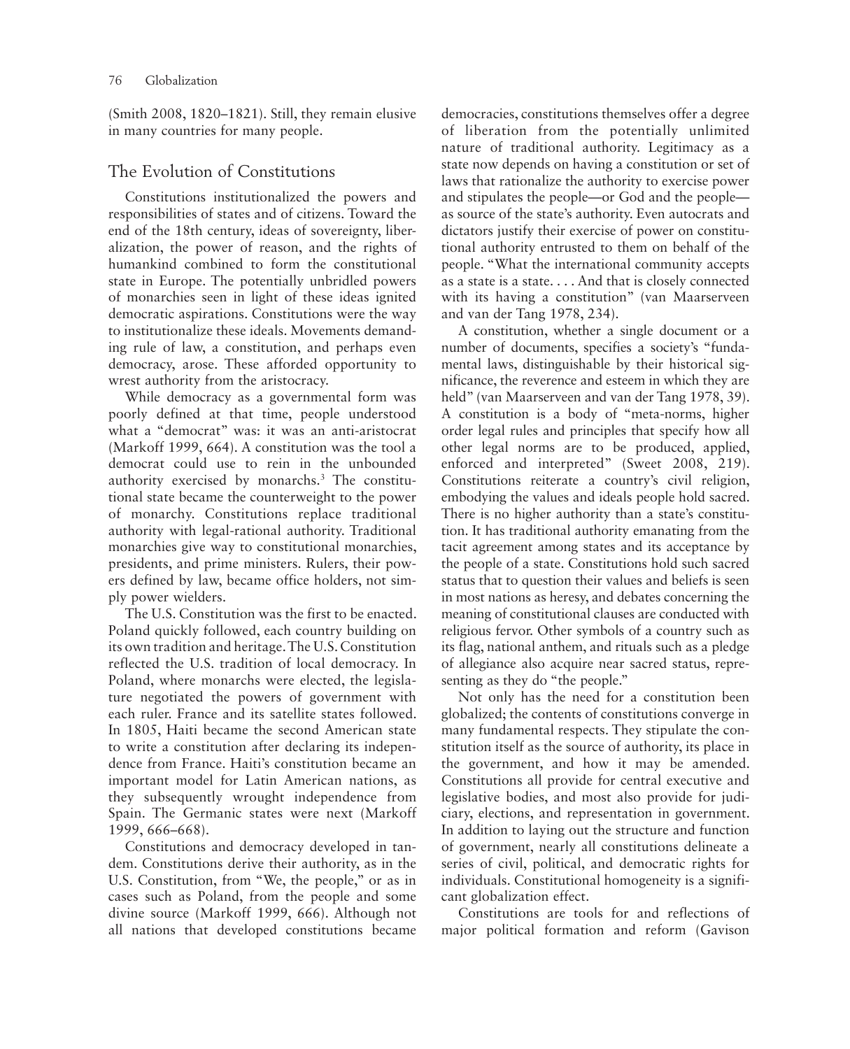(Smith 2008, 1820–1821). Still, they remain elusive in many countries for many people.

## The Evolution of Constitutions

Constitutions institutionalized the powers and responsibilities of states and of citizens. Toward the end of the 18th century, ideas of sovereignty, liberalization, the power of reason, and the rights of humankind combined to form the constitutional state in Europe. The potentially unbridled powers of monarchies seen in light of these ideas ignited democratic aspirations. Constitutions were the way to institutionalize these ideals. Movements demanding rule of law, a constitution, and perhaps even democracy, arose. These afforded opportunity to wrest authority from the aristocracy.

While democracy as a governmental form was poorly defined at that time, people understood what a "democrat" was: it was an anti-aristocrat (Markoff 1999, 664). A constitution was the tool a democrat could use to rein in the unbounded authority exercised by monarchs.[3] The constitutional state became the counterweight to the power of monarchy. Constitutions replace traditional authority with legal-rational authority. Traditional monarchies give way to constitutional monarchies, presidents, and prime ministers. Rulers, their powers defined by law, became office holders, not simply power wielders.

The U.S. Constitution was the first to be enacted. Poland quickly followed, each country building on its own tradition and heritage. The U.S. Constitution reflected the U.S. tradition of local democracy. In Poland, where monarchs were elected, the legislature negotiated the powers of government with each ruler. France and its satellite states followed. In 1805, Haiti became the second American state to write a constitution after declaring its independence from France. Haiti's constitution became an important model for Latin American nations, as they subsequently wrought independence from Spain. The Germanic states were next (Markoff 1999, 666–668).

Constitutions and democracy developed in tandem. Constitutions derive their authority, as in the U.S. Constitution, from "We, the people," or as in cases such as Poland, from the people and some divine source (Markoff 1999, 666). Although not all nations that developed constitutions became democracies, constitutions themselves offer a degree of liberation from the potentially unlimited nature of traditional authority. Legitimacy as a state now depends on having a constitution or set of laws that rationalize the authority to exercise power and stipulates the people—or God and the people—as source of the state's authority. Even autocrats and dictators justify their exercise of power on constitutional authority entrusted to them on behalf of the people. "What the international community accepts as a state is a state. . . . And that is closely connected with its having a constitution" (van Maarserveen and van der Tang 1978, 234).

A constitution, whether a single document or a number of documents, specifies a society's "fundamental laws, distinguishable by their historical significance, the reverence and esteem in which they are held" (van Maarserveen and van der Tang 1978, 39). A constitution is a body of "meta-norms, higher order legal rules and principles that specify how all other legal norms are to be produced, applied, enforced and interpreted" (Sweet 2008, 219). Constitutions reiterate a country's civil religion, embodying the values and ideals people hold sacred. There is no higher authority than a state's constitution. It has traditional authority emanating from the tacit agreement among states and its acceptance by the people of a state. Constitutions hold such sacred status that to question their values and beliefs is seen in most nations as heresy, and debates concerning the meaning of constitutional clauses are conducted with religious fervor. Other symbols of a country such as its flag, national anthem, and rituals such as a pledge of allegiance also acquire near sacred status, representing as they do "the people."

Not only has the need for a constitution been globalized; the contents of constitutions converge in many fundamental respects. They stipulate the constitution itself as the source of authority, its place in the government, and how it may be amended. Constitutions all provide for central executive and legislative bodies, and most also provide for judiciary, elections, and representation in government. In addition to laying out the structure and function of government, nearly all constitutions delineate a series of civil, political, and democratic rights for individuals. Constitutional homogeneity is a significant globalization effect.

Constitutions are tools for and reflections of major political formation and reform (Gavison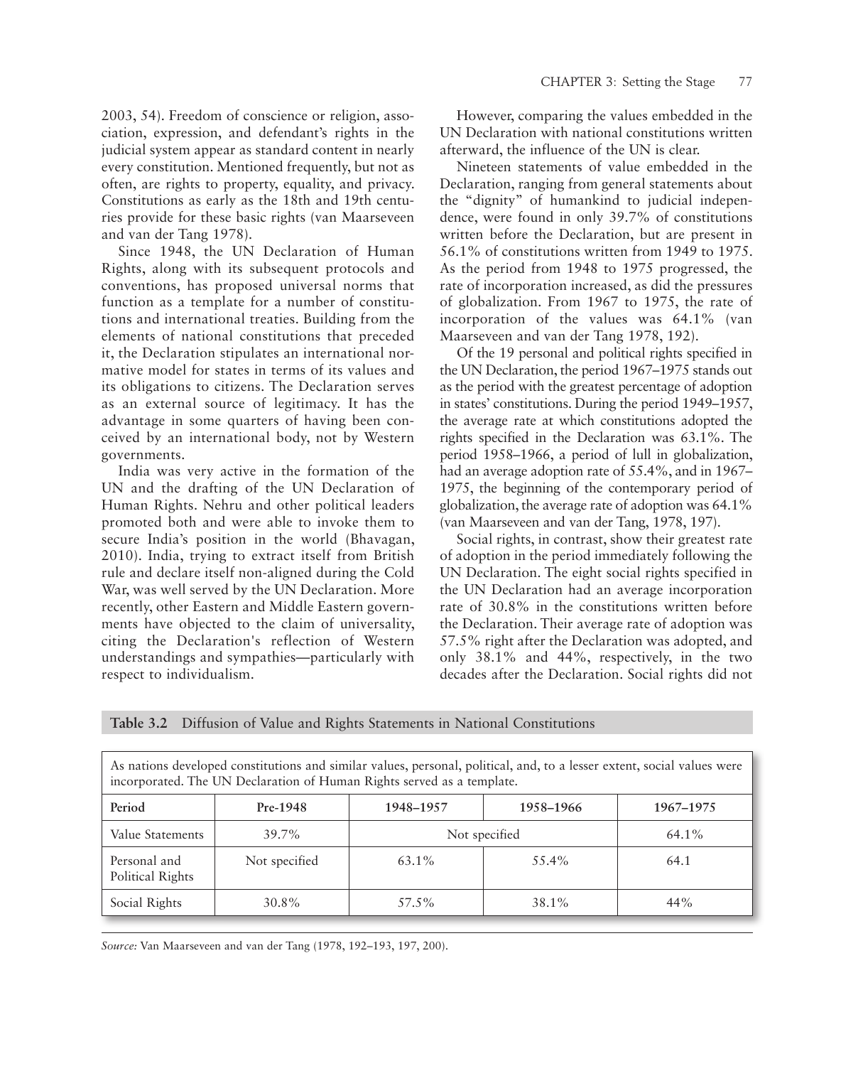2003, 54). Freedom of conscience or religion, association, expression, and defendant's rights in the judicial system appear as standard content in nearly every constitution. Mentioned frequently, but not as often, are rights to property, equality, and privacy. Constitutions as early as the 18th and 19th centuries provide for these basic rights (van Maarseveen and van der Tang 1978).

Since 1948, the UN Declaration of Human Rights, along with its subsequent protocols and conventions, has proposed universal norms that function as a template for a number of constitutions and international treaties. Building from the elements of national constitutions that preceded it, the Declaration stipulates an international normative model for states in terms of its values and its obligations to citizens. The Declaration serves as an external source of legitimacy. It has the advantage in some quarters of having been conceived by an international body, not by Western governments.

India was very active in the formation of the UN and the drafting of the UN Declaration of Human Rights. Nehru and other political leaders promoted both and were able to invoke them to secure India's position in the world (Bhavagan, 2010). India, trying to extract itself from British rule and declare itself non-aligned during the Cold War, was well served by the UN Declaration. More recently, other Eastern and Middle Eastern governments have objected to the claim of universality, citing the Declaration's reflection of Western understandings and sympathies—particularly with respect to individualism.

However, comparing the values embedded in the UN Declaration with national constitutions written afterward, the influence of the UN is clear.

Nineteen statements of value embedded in the Declaration, ranging from general statements about the "dignity" of humankind to judicial independence, were found in only 39.7% of constitutions written before the Declaration, but are present in 56.1% of constitutions written from 1949 to 1975. As the period from 1948 to 1975 progressed, the rate of incorporation increased, as did the pressures of globalization. From 1967 to 1975, the rate of incorporation of the values was 64.1% (van Maarseveen and van der Tang 1978, 192).

Of the 19 personal and political rights specified in the UN Declaration, the period 1967–1975 stands out as the period with the greatest percentage of adoption in states' constitutions. During the period 1949–1957, the average rate at which constitutions adopted the rights specified in the Declaration was 63.1%. The period 1958–1966, a period of lull in globalization, had an average adoption rate of 55.4%, and in 1967–1975, the beginning of the contemporary period of globalization, the average rate of adoption was 64.1% (van Maarseveen and van der Tang, 1978, 197).

Social rights, in contrast, show their greatest rate of adoption in the period immediately following the UN Declaration. The eight social rights specified in the UN Declaration had an average incorporation rate of 30.8% in the constitutions written before the Declaration. Their average rate of adoption was 57.5% right after the Declaration was adopted, and only 38.1% and 44%, respectively, in the two decades after the Declaration. Social rights did not

**Table 3.2** Diffusion of Value and Rights Statements in National Constitutions

As nations developed constitutions and similar values, personal, political, and, to a lesser extent, social values were incorporated. The UN Declaration of Human Rights served as a template.

| Period | Pre-1948 | 1948–1957 | 1958–1966 | 1967–1975 |
|---|---|---|---|---|
| Value Statements | 39.7% | Not specified | | 64.1% |
| Personal and Political Rights | Not specified | 63.1% | 55.4% | 64.1 |
| Social Rights | 30.8% | 57.5% | 38.1% | 44% |

*Source:* Van Maarseveen and van der Tang (1978, 192–193, 197, 200).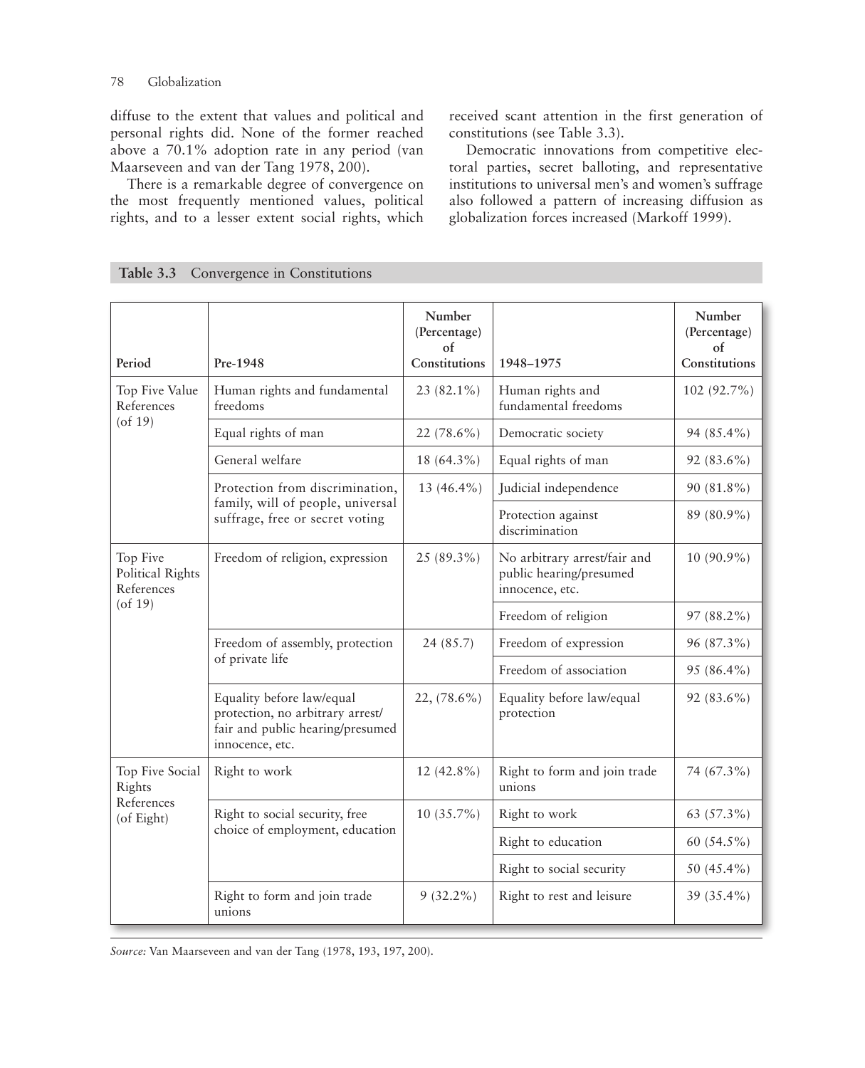diffuse to the extent that values and political and personal rights did. None of the former reached above a 70.1% adoption rate in any period (van Maarseveen and van der Tang 1978, 200).

There is a remarkable degree of convergence on the most frequently mentioned values, political rights, and to a lesser extent social rights, which received scant attention in the first generation of constitutions (see Table 3.3).

Democratic innovations from competitive electoral parties, secret balloting, and representative institutions to universal men's and women's suffrage also followed a pattern of increasing diffusion as globalization forces increased (Markoff 1999).

**Table 3.3** Convergence in Constitutions

| Period | Pre-1948 | Number (Percentage) of Constitutions | 1948–1975 | Number (Percentage) of Constitutions |
|---|---|---|---|---|
| Top Five Value References (of 19) | Human rights and fundamental freedoms | 23 (82.1%) | Human rights and fundamental freedoms | 102 (92.7%) |
| | Equal rights of man | 22 (78.6%) | Democratic society | 94 (85.4%) |
| | General welfare | 18 (64.3%) | Equal rights of man | 92 (83.6%) |
| | Protection from discrimination, family, will of people, universal suffrage, free or secret voting | 13 (46.4%) | Judicial independence | 90 (81.8%) |
| | | | Protection against discrimination | 89 (80.9%) |
| Top Five Political Rights References (of 19) | Freedom of religion, expression | 25 (89.3%) | No arbitrary arrest/fair and public hearing/presumed innocence, etc. | 10 (90.9%) |
| | | | Freedom of religion | 97 (88.2%) |
| | Freedom of assembly, protection of private life | 24 (85.7) | Freedom of expression | 96 (87.3%) |
| | | | Freedom of association | 95 (86.4%) |
| | Equality before law/equal protection, no arbitrary arrest/ fair and public hearing/presumed innocence, etc. | 22, (78.6%) | Equality before law/equal protection | 92 (83.6%) |
| Top Five Social Rights References (of Eight) | Right to work | 12 (42.8%) | Right to form and join trade unions | 74 (67.3%) |
| | Right to social security, free choice of employment, education | 10 (35.7%) | Right to work | 63 (57.3%) |
| | | | Right to education | 60 (54.5%) |
| | | | Right to social security | 50 (45.4%) |
| | Right to form and join trade unions | 9 (32.2%) | Right to rest and leisure | 39 (35.4%) |

*Source:* Van Maarseveen and van der Tang (1978, 193, 197, 200).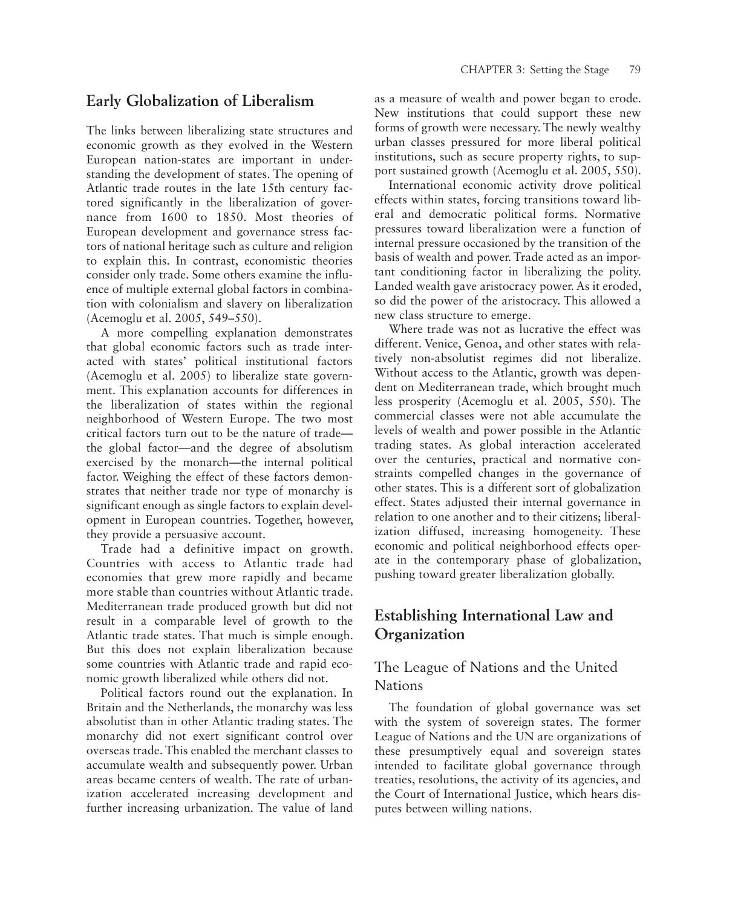## Early Globalization of Liberalism

The links between liberalizing state structures and economic growth as they evolved in the Western European nation-states are important in understanding the development of states. The opening of Atlantic trade routes in the late 15th century factored significantly in the liberalization of governance from 1600 to 1850. Most theories of European development and governance stress factors of national heritage such as culture and religion to explain this. In contrast, economistic theories consider only trade. Some others examine the influence of multiple external global factors in combination with colonialism and slavery on liberalization (Acemoglu et al. 2005, 549–550).

A more compelling explanation demonstrates that global economic factors such as trade interacted with states' political institutional factors (Acemoglu et al. 2005) to liberalize state government. This explanation accounts for differences in the liberalization of states within the regional neighborhood of Western Europe. The two most critical factors turn out to be the nature of trade—the global factor—and the degree of absolutism exercised by the monarch—the internal political factor. Weighing the effect of these factors demonstrates that neither trade nor type of monarchy is significant enough as single factors to explain development in European countries. Together, however, they provide a persuasive account.

Trade had a definitive impact on growth. Countries with access to Atlantic trade had economies that grew more rapidly and became more stable than countries without Atlantic trade. Mediterranean trade produced growth but did not result in a comparable level of growth to the Atlantic trade states. That much is simple enough. But this does not explain liberalization because some countries with Atlantic trade and rapid economic growth liberalized while others did not.

Political factors round out the explanation. In Britain and the Netherlands, the monarchy was less absolutist than in other Atlantic trading states. The monarchy did not exert significant control over overseas trade. This enabled the merchant classes to accumulate wealth and subsequently power. Urban areas became centers of wealth. The rate of urbanization accelerated increasing development and further increasing urbanization. The value of land as a measure of wealth and power began to erode. New institutions that could support these new forms of growth were necessary. The newly wealthy urban classes pressured for more liberal political institutions, such as secure property rights, to support sustained growth (Acemoglu et al. 2005, 550).

International economic activity drove political effects within states, forcing transitions toward liberal and democratic political forms. Normative pressures toward liberalization were a function of internal pressure occasioned by the transition of the basis of wealth and power. Trade acted as an important conditioning factor in liberalizing the polity. Landed wealth gave aristocracy power. As it eroded, so did the power of the aristocracy. This allowed a new class structure to emerge.

Where trade was not as lucrative the effect was different. Venice, Genoa, and other states with relatively non-absolutist regimes did not liberalize. Without access to the Atlantic, growth was dependent on Mediterranean trade, which brought much less prosperity (Acemoglu et al. 2005, 550). The commercial classes were not able accumulate the levels of wealth and power possible in the Atlantic trading states. As global interaction accelerated over the centuries, practical and normative constraints compelled changes in the governance of other states. This is a different sort of globalization effect. States adjusted their internal governance in relation to one another and to their citizens; liberalization diffused, increasing homogeneity. These economic and political neighborhood effects operate in the contemporary phase of globalization, pushing toward greater liberalization globally.

## Establishing International Law and Organization

### The League of Nations and the United Nations

The foundation of global governance was set with the system of sovereign states. The former League of Nations and the UN are organizations of these presumptively equal and sovereign states intended to facilitate global governance through treaties, resolutions, the activity of its agencies, and the Court of International Justice, which hears disputes between willing nations.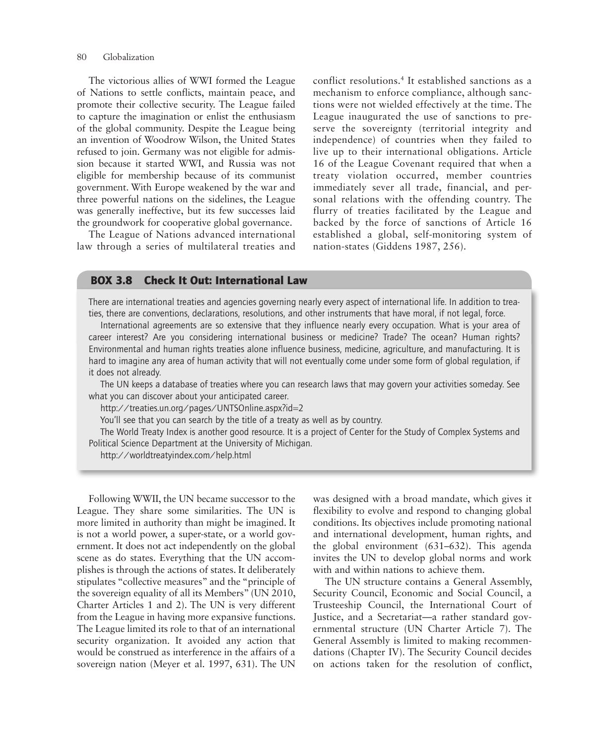The victorious allies of WWI formed the League of Nations to settle conflicts, maintain peace, and promote their collective security. The League failed to capture the imagination or enlist the enthusiasm of the global community. Despite the League being an invention of Woodrow Wilson, the United States refused to join. Germany was not eligible for admission because it started WWI, and Russia was not eligible for membership because of its communist government. With Europe weakened by the war and three powerful nations on the sidelines, the League was generally ineffective, but its few successes laid the groundwork for cooperative global governance.

The League of Nations advanced international law through a series of multilateral treaties and conflict resolutions.[4] It established sanctions as a mechanism to enforce compliance, although sanctions were not wielded effectively at the time. The League inaugurated the use of sanctions to preserve the sovereignty (territorial integrity and independence) of countries when they failed to live up to their international obligations. Article 16 of the League Covenant required that when a treaty violation occurred, member countries immediately sever all trade, financial, and personal relations with the offending country. The flurry of treaties facilitated by the League and backed by the force of sanctions of Article 16 established a global, self-monitoring system of nation-states (Giddens 1987, 256).

### BOX 3.8 Check It Out: International Law

There are international treaties and agencies governing nearly every aspect of international life. In addition to treaties, there are conventions, declarations, resolutions, and other instruments that have moral, if not legal, force.

International agreements are so extensive that they influence nearly every occupation. What is your area of career interest? Are you considering international business or medicine? Trade? The ocean? Human rights? Environmental and human rights treaties alone influence business, medicine, agriculture, and manufacturing. It is hard to imagine any area of human activity that will not eventually come under some form of global regulation, if it does not already.

The UN keeps a database of treaties where you can research laws that may govern your activities someday. See what you can discover about your anticipated career.

http://treaties.un.org/pages/UNTSOnline.aspx?id=2

You'll see that you can search by the title of a treaty as well as by country.

The World Treaty Index is another good resource. It is a project of Center for the Study of Complex Systems and Political Science Department at the University of Michigan.

http://worldtreatyindex.com/help.html

Following WWII, the UN became successor to the League. They share some similarities. The UN is more limited in authority than might be imagined. It is not a world power, a super-state, or a world government. It does not act independently on the global scene as do states. Everything that the UN accomplishes is through the actions of states. It deliberately stipulates "collective measures" and the "principle of the sovereign equality of all its Members" (UN 2010, Charter Articles 1 and 2). The UN is very different from the League in having more expansive functions. The League limited its role to that of an international security organization. It avoided any action that would be construed as interference in the affairs of a sovereign nation (Meyer et al. 1997, 631). The UN was designed with a broad mandate, which gives it flexibility to evolve and respond to changing global conditions. Its objectives include promoting national and international development, human rights, and the global environment (631–632). This agenda invites the UN to develop global norms and work with and within nations to achieve them.

The UN structure contains a General Assembly, Security Council, Economic and Social Council, a Trusteeship Council, the International Court of Justice, and a Secretariat—a rather standard governmental structure (UN Charter Article 7). The General Assembly is limited to making recommendations (Chapter IV). The Security Council decides on actions taken for the resolution of conflict,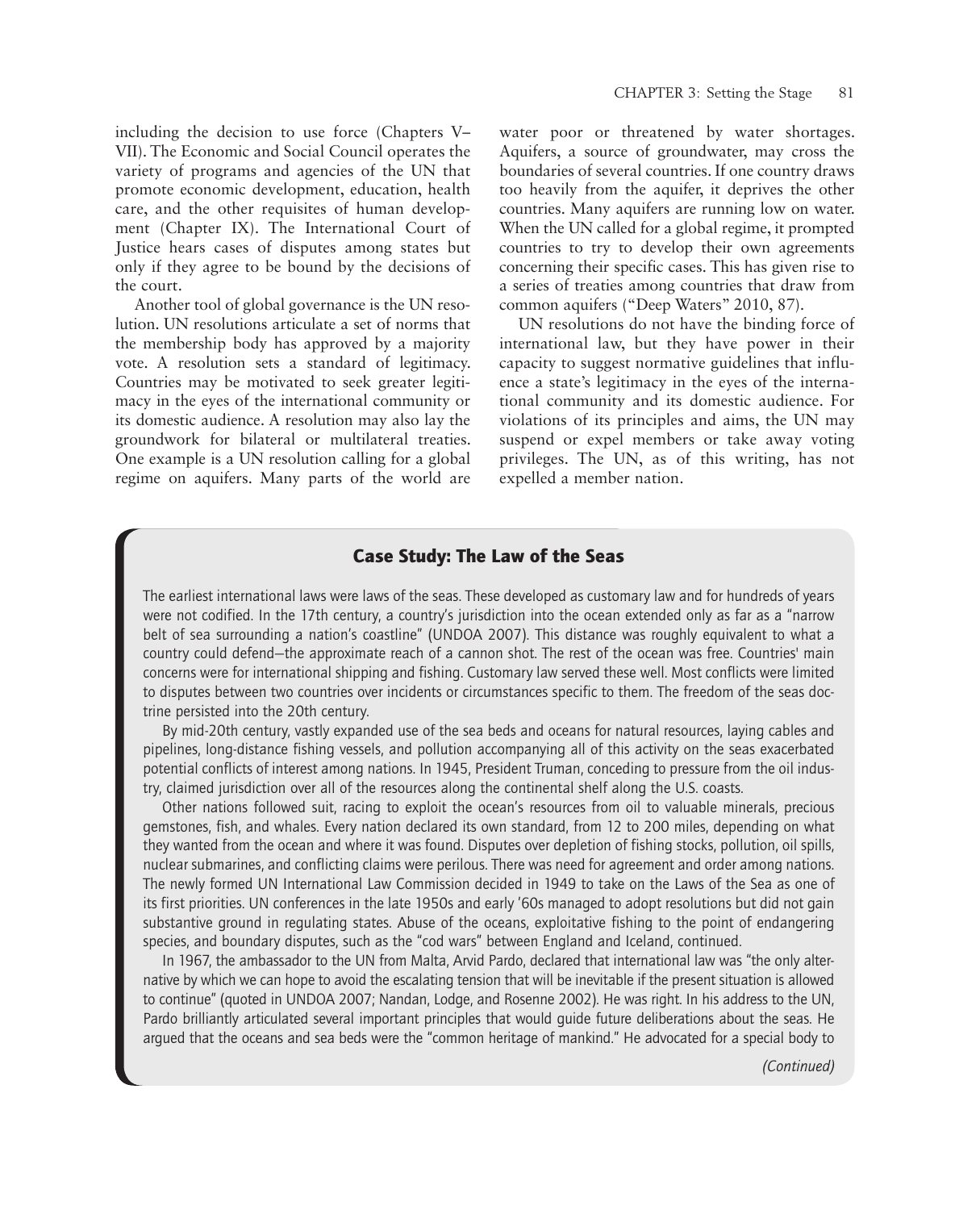including the decision to use force (Chapters V–VII). The Economic and Social Council operates the variety of programs and agencies of the UN that promote economic development, education, health care, and the other requisites of human development (Chapter IX). The International Court of Justice hears cases of disputes among states but only if they agree to be bound by the decisions of the court.

Another tool of global governance is the UN resolution. UN resolutions articulate a set of norms that the membership body has approved by a majority vote. A resolution sets a standard of legitimacy. Countries may be motivated to seek greater legitimacy in the eyes of the international community or its domestic audience. A resolution may also lay the groundwork for bilateral or multilateral treaties. One example is a UN resolution calling for a global regime on aquifers. Many parts of the world are water poor or threatened by water shortages. Aquifers, a source of groundwater, may cross the boundaries of several countries. If one country draws too heavily from the aquifer, it deprives the other countries. Many aquifers are running low on water. When the UN called for a global regime, it prompted countries to try to develop their own agreements concerning their specific cases. This has given rise to a series of treaties among countries that draw from common aquifers ("Deep Waters" 2010, 87).

UN resolutions do not have the binding force of international law, but they have power in their capacity to suggest normative guidelines that influence a state's legitimacy in the eyes of the international community and its domestic audience. For violations of its principles and aims, the UN may suspend or expel members or take away voting privileges. The UN, as of this writing, has not expelled a member nation.

## Case Study: The Law of the Seas

The earliest international laws were laws of the seas. These developed as customary law and for hundreds of years were not codified. In the 17th century, a country's jurisdiction into the ocean extended only as far as a "narrow belt of sea surrounding a nation's coastline" (UNDOA 2007). This distance was roughly equivalent to what a country could defend—the approximate reach of a cannon shot. The rest of the ocean was free. Countries' main concerns were for international shipping and fishing. Customary law served these well. Most conflicts were limited to disputes between two countries over incidents or circumstances specific to them. The freedom of the seas doctrine persisted into the 20th century.

By mid-20th century, vastly expanded use of the sea beds and oceans for natural resources, laying cables and pipelines, long-distance fishing vessels, and pollution accompanying all of this activity on the seas exacerbated potential conflicts of interest among nations. In 1945, President Truman, conceding to pressure from the oil industry, claimed jurisdiction over all of the resources along the continental shelf along the U.S. coasts.

Other nations followed suit, racing to exploit the ocean's resources from oil to valuable minerals, precious gemstones, fish, and whales. Every nation declared its own standard, from 12 to 200 miles, depending on what they wanted from the ocean and where it was found. Disputes over depletion of fishing stocks, pollution, oil spills, nuclear submarines, and conflicting claims were perilous. There was need for agreement and order among nations. The newly formed UN International Law Commission decided in 1949 to take on the Laws of the Sea as one of its first priorities. UN conferences in the late 1950s and early '60s managed to adopt resolutions but did not gain substantive ground in regulating states. Abuse of the oceans, exploitative fishing to the point of endangering species, and boundary disputes, such as the "cod wars" between England and Iceland, continued.

In 1967, the ambassador to the UN from Malta, Arvid Pardo, declared that international law was "the only alternative by which we can hope to avoid the escalating tension that will be inevitable if the present situation is allowed to continue" (quoted in UNDOA 2007; Nandan, Lodge, and Rosenne 2002). He was right. In his address to the UN, Pardo brilliantly articulated several important principles that would guide future deliberations about the seas. He argued that the oceans and sea beds were the "common heritage of mankind." He advocated for a special body to

*(Continued)*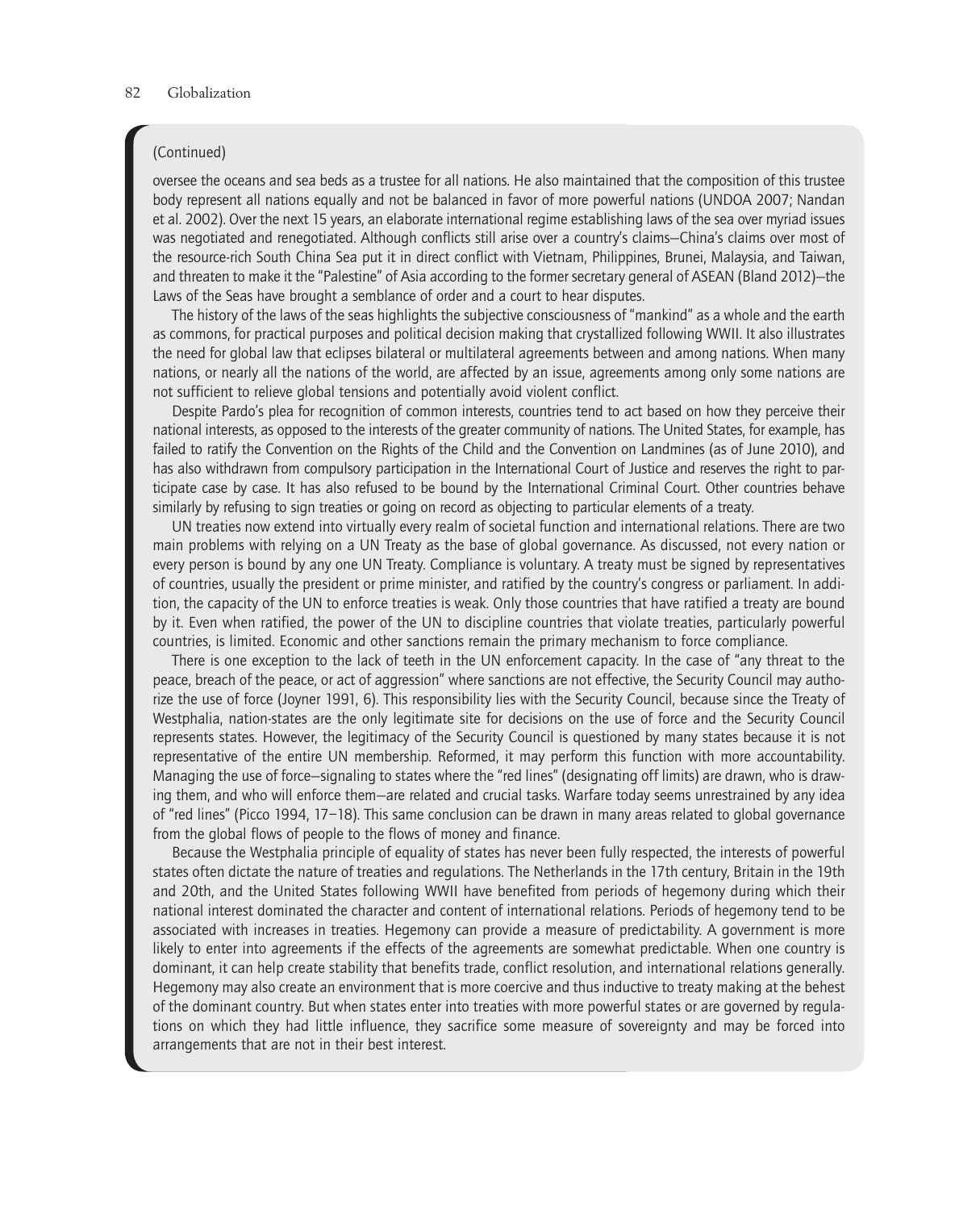(Continued)

oversee the oceans and sea beds as a trustee for all nations. He also maintained that the composition of this trustee body represent all nations equally and not be balanced in favor of more powerful nations (UNDOA 2007; Nandan et al. 2002). Over the next 15 years, an elaborate international regime establishing laws of the sea over myriad issues was negotiated and renegotiated. Although conflicts still arise over a country's claims—China's claims over most of the resource-rich South China Sea put it in direct conflict with Vietnam, Philippines, Brunei, Malaysia, and Taiwan, and threaten to make it the "Palestine" of Asia according to the former secretary general of ASEAN (Bland 2012)—the Laws of the Seas have brought a semblance of order and a court to hear disputes.

The history of the laws of the seas highlights the subjective consciousness of "mankind" as a whole and the earth as commons, for practical purposes and political decision making that crystallized following WWII. It also illustrates the need for global law that eclipses bilateral or multilateral agreements between and among nations. When many nations, or nearly all the nations of the world, are affected by an issue, agreements among only some nations are not sufficient to relieve global tensions and potentially avoid violent conflict.

Despite Pardo's plea for recognition of common interests, countries tend to act based on how they perceive their national interests, as opposed to the interests of the greater community of nations. The United States, for example, has failed to ratify the Convention on the Rights of the Child and the Convention on Landmines (as of June 2010), and has also withdrawn from compulsory participation in the International Court of Justice and reserves the right to participate case by case. It has also refused to be bound by the International Criminal Court. Other countries behave similarly by refusing to sign treaties or going on record as objecting to particular elements of a treaty.

UN treaties now extend into virtually every realm of societal function and international relations. There are two main problems with relying on a UN Treaty as the base of global governance. As discussed, not every nation or every person is bound by any one UN Treaty. Compliance is voluntary. A treaty must be signed by representatives of countries, usually the president or prime minister, and ratified by the country's congress or parliament. In addition, the capacity of the UN to enforce treaties is weak. Only those countries that have ratified a treaty are bound by it. Even when ratified, the power of the UN to discipline countries that violate treaties, particularly powerful countries, is limited. Economic and other sanctions remain the primary mechanism to force compliance.

There is one exception to the lack of teeth in the UN enforcement capacity. In the case of "any threat to the peace, breach of the peace, or act of aggression" where sanctions are not effective, the Security Council may authorize the use of force (Joyner 1991, 6). This responsibility lies with the Security Council, because since the Treaty of Westphalia, nation-states are the only legitimate site for decisions on the use of force and the Security Council represents states. However, the legitimacy of the Security Council is questioned by many states because it is not representative of the entire UN membership. Reformed, it may perform this function with more accountability. Managing the use of force—signaling to states where the "red lines" (designating off limits) are drawn, who is drawing them, and who will enforce them—are related and crucial tasks. Warfare today seems unrestrained by any idea of "red lines" (Picco 1994, 17–18). This same conclusion can be drawn in many areas related to global governance from the global flows of people to the flows of money and finance.

Because the Westphalia principle of equality of states has never been fully respected, the interests of powerful states often dictate the nature of treaties and regulations. The Netherlands in the 17th century, Britain in the 19th and 20th, and the United States following WWII have benefited from periods of hegemony during which their national interest dominated the character and content of international relations. Periods of hegemony tend to be associated with increases in treaties. Hegemony can provide a measure of predictability. A government is more likely to enter into agreements if the effects of the agreements are somewhat predictable. When one country is dominant, it can help create stability that benefits trade, conflict resolution, and international relations generally. Hegemony may also create an environment that is more coercive and thus inductive to treaty making at the behest of the dominant country. But when states enter into treaties with more powerful states or are governed by regulations on which they had little influence, they sacrifice some measure of sovereignty and may be forced into arrangements that are not in their best interest.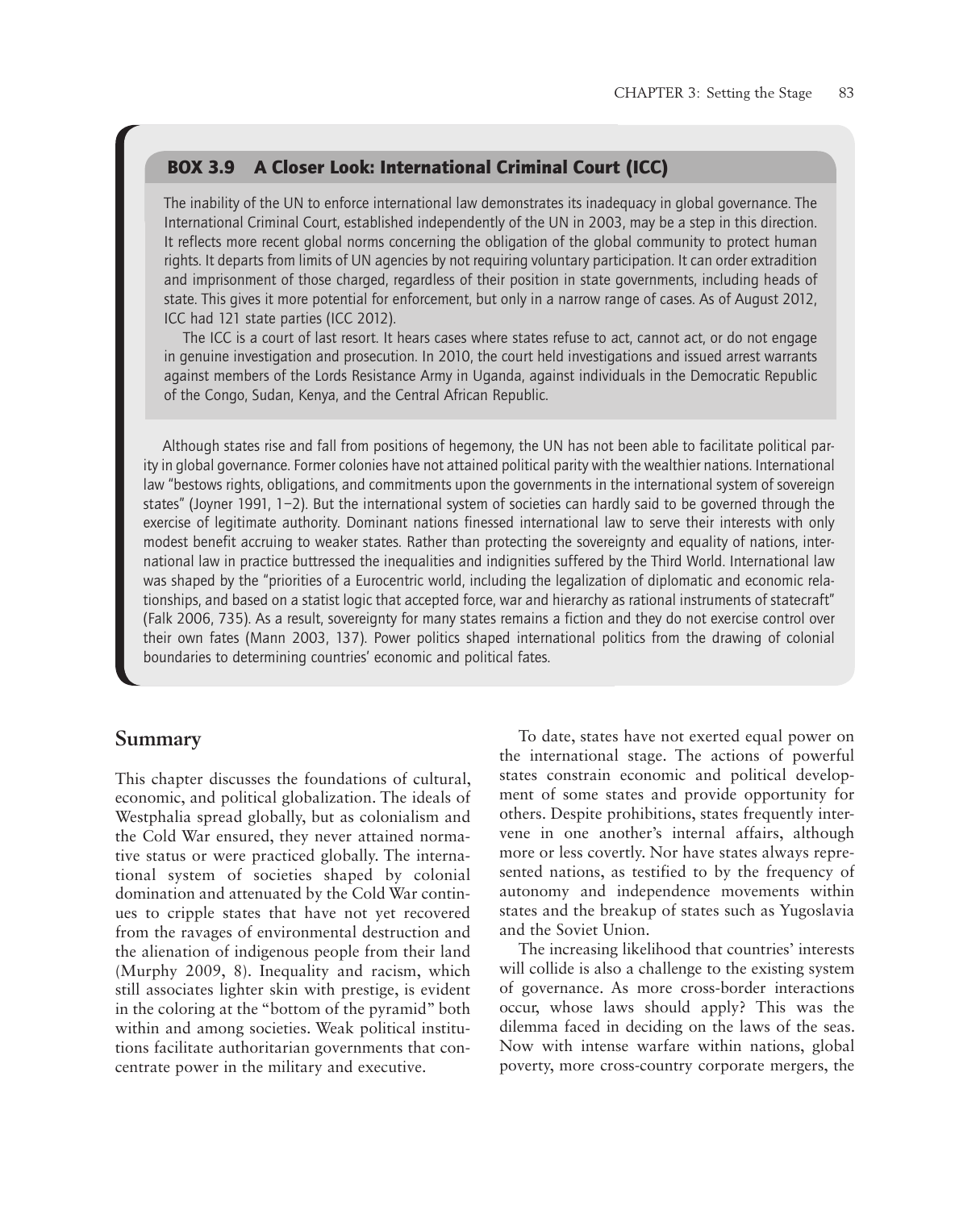### BOX 3.9 A Closer Look: International Criminal Court (ICC)

The inability of the UN to enforce international law demonstrates its inadequacy in global governance. The International Criminal Court, established independently of the UN in 2003, may be a step in this direction. It reflects more recent global norms concerning the obligation of the global community to protect human rights. It departs from limits of UN agencies by not requiring voluntary participation. It can order extradition and imprisonment of those charged, regardless of their position in state governments, including heads of state. This gives it more potential for enforcement, but only in a narrow range of cases. As of August 2012, ICC had 121 state parties (ICC 2012).

The ICC is a court of last resort. It hears cases where states refuse to act, cannot act, or do not engage in genuine investigation and prosecution. In 2010, the court held investigations and issued arrest warrants against members of the Lords Resistance Army in Uganda, against individuals in the Democratic Republic of the Congo, Sudan, Kenya, and the Central African Republic.

Although states rise and fall from positions of hegemony, the UN has not been able to facilitate political parity in global governance. Former colonies have not attained political parity with the wealthier nations. International law "bestows rights, obligations, and commitments upon the governments in the international system of sovereign states" (Joyner 1991, 1–2). But the international system of societies can hardly said to be governed through the exercise of legitimate authority. Dominant nations finessed international law to serve their interests with only modest benefit accruing to weaker states. Rather than protecting the sovereignty and equality of nations, international law in practice buttressed the inequalities and indignities suffered by the Third World. International law was shaped by the "priorities of a Eurocentric world, including the legalization of diplomatic and economic relationships, and based on a statist logic that accepted force, war and hierarchy as rational instruments of statecraft" (Falk 2006, 735). As a result, sovereignty for many states remains a fiction and they do not exercise control over their own fates (Mann 2003, 137). Power politics shaped international politics from the drawing of colonial boundaries to determining countries' economic and political fates.

## Summary

This chapter discusses the foundations of cultural, economic, and political globalization. The ideals of Westphalia spread globally, but as colonialism and the Cold War ensured, they never attained normative status or were practiced globally. The international system of societies shaped by colonial domination and attenuated by the Cold War continues to cripple states that have not yet recovered from the ravages of environmental destruction and the alienation of indigenous people from their land (Murphy 2009, 8). Inequality and racism, which still associates lighter skin with prestige, is evident in the coloring at the "bottom of the pyramid" both within and among societies. Weak political institutions facilitate authoritarian governments that concentrate power in the military and executive.

To date, states have not exerted equal power on the international stage. The actions of powerful states constrain economic and political development of some states and provide opportunity for others. Despite prohibitions, states frequently intervene in one another's internal affairs, although more or less covertly. Nor have states always represented nations, as testified to by the frequency of autonomy and independence movements within states and the breakup of states such as Yugoslavia and the Soviet Union.

The increasing likelihood that countries' interests will collide is also a challenge to the existing system of governance. As more cross-border interactions occur, whose laws should apply? This was the dilemma faced in deciding on the laws of the seas. Now with intense warfare within nations, global poverty, more cross-country corporate mergers, the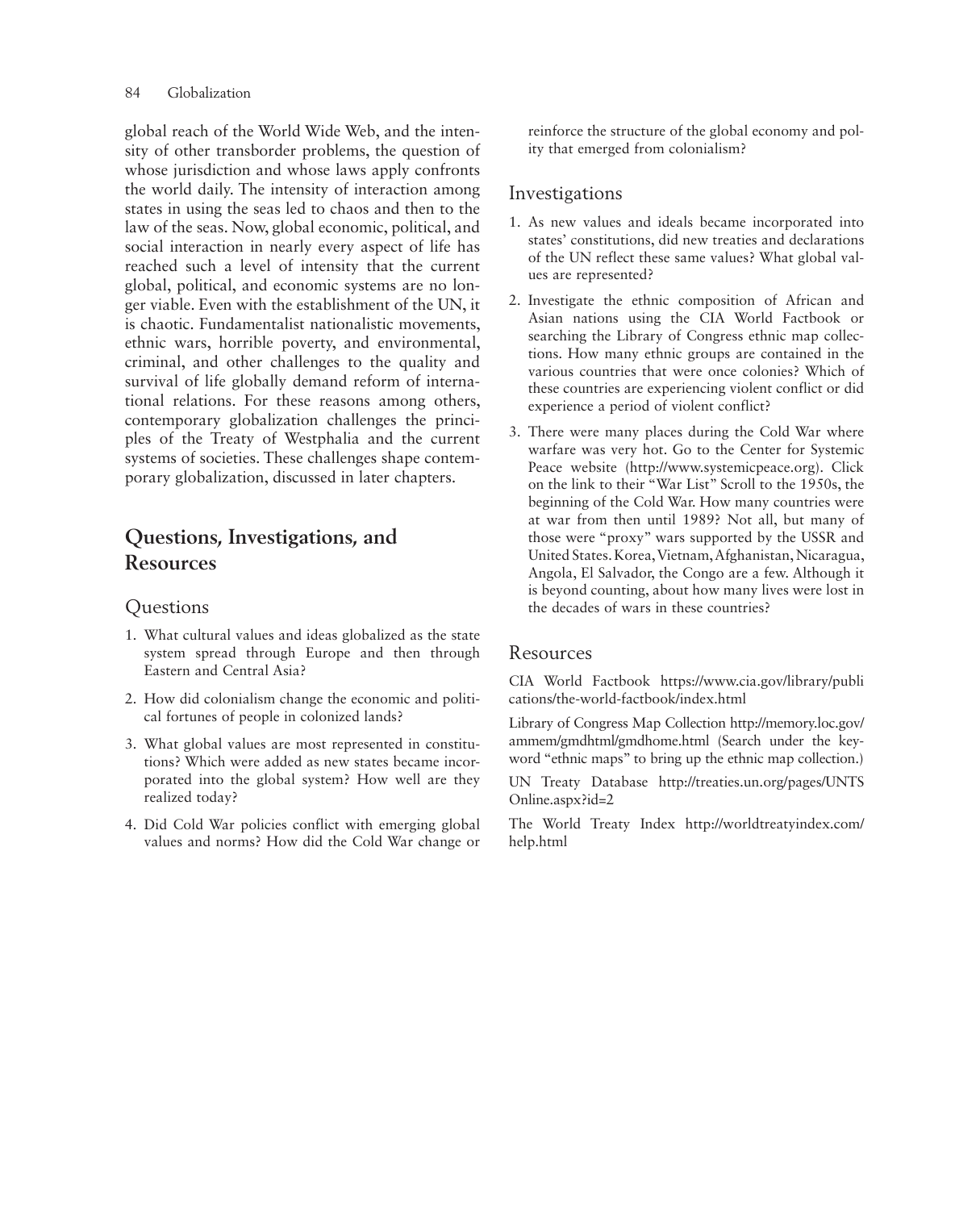global reach of the World Wide Web, and the intensity of other transborder problems, the question of whose jurisdiction and whose laws apply confronts the world daily. The intensity of interaction among states in using the seas led to chaos and then to the law of the seas. Now, global economic, political, and social interaction in nearly every aspect of life has reached such a level of intensity that the current global, political, and economic systems are no longer viable. Even with the establishment of the UN, it is chaotic. Fundamentalist nationalistic movements, ethnic wars, horrible poverty, and environmental, criminal, and other challenges to the quality and survival of life globally demand reform of international relations. For these reasons among others, contemporary globalization challenges the principles of the Treaty of Westphalia and the current systems of societies. These challenges shape contemporary globalization, discussed in later chapters.

## Questions, Investigations, and Resources

### Questions

1. What cultural values and ideas globalized as the state system spread through Europe and then through Eastern and Central Asia?
2. How did colonialism change the economic and political fortunes of people in colonized lands?
3. What global values are most represented in constitutions? Which were added as new states became incorporated into the global system? How well are they realized today?
4. Did Cold War policies conflict with emerging global values and norms? How did the Cold War change or reinforce the structure of the global economy and polity that emerged from colonialism?

### Investigations

1. As new values and ideals became incorporated into states' constitutions, did new treaties and declarations of the UN reflect these same values? What global values are represented?
2. Investigate the ethnic composition of African and Asian nations using the CIA World Factbook or searching the Library of Congress ethnic map collections. How many ethnic groups are contained in the various countries that were once colonies? Which of these countries are experiencing violent conflict or did experience a period of violent conflict?
3. There were many places during the Cold War where warfare was very hot. Go to the Center for Systemic Peace website (http://www.systemicpeace.org). Click on the link to their "War List" Scroll to the 1950s, the beginning of the Cold War. How many countries were at war from then until 1989? Not all, but many of those were "proxy" wars supported by the USSR and United States. Korea, Vietnam, Afghanistan, Nicaragua, Angola, El Salvador, the Congo are a few. Although it is beyond counting, about how many lives were lost in the decades of wars in these countries?

### Resources

CIA World Factbook https://www.cia.gov/library/publications/the-world-factbook/index.html

Library of Congress Map Collection http://memory.loc.gov/ammem/gmdhtml/gmdhome.html (Search under the keyword "ethnic maps" to bring up the ethnic map collection.)

UN Treaty Database http://treaties.un.org/pages/UNTSOnline.aspx?id=2

The World Treaty Index http://worldtreatyindex.com/help.html